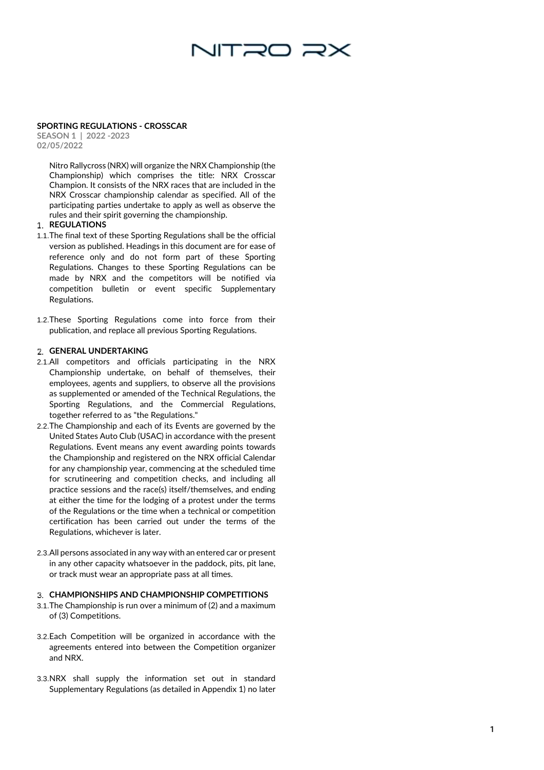# NITRO RX

**SPORTING REGULATIONS - CROSSCAR**
**SEASON 1 | 2022 -2023**
**02/05/2022**

Nitro Rallycross (NRX) will organize the NRX Championship (the Championship) which comprises the title: NRX Crosscar Champion. It consists of the NRX races that are included in the NRX Crosscar championship calendar as specified. All of the participating parties undertake to apply as well as observe the rules and their spirit governing the championship.

## 1. REGULATIONS

1.1. The final text of these Sporting Regulations shall be the official version as published. Headings in this document are for ease of reference only and do not form part of these Sporting Regulations. Changes to these Sporting Regulations can be made by NRX and the competitors will be notified via competition bulletin or event specific Supplementary Regulations.

1.2. These Sporting Regulations come into force from their publication, and replace all previous Sporting Regulations.

## 2. GENERAL UNDERTAKING

2.1. All competitors and officials participating in the NRX Championship undertake, on behalf of themselves, their employees, agents and suppliers, to observe all the provisions as supplemented or amended of the Technical Regulations, the Sporting Regulations, and the Commercial Regulations, together referred to as "the Regulations."

2.2. The Championship and each of its Events are governed by the United States Auto Club (USAC) in accordance with the present Regulations. Event means any event awarding points towards the Championship and registered on the NRX official Calendar for any championship year, commencing at the scheduled time for scrutineering and competition checks, and including all practice sessions and the race(s) itself/themselves, and ending at either the time for the lodging of a protest under the terms of the Regulations or the time when a technical or competition certification has been carried out under the terms of the Regulations, whichever is later.

2.3. All persons associated in any way with an entered car or present in any other capacity whatsoever in the paddock, pits, pit lane, or track must wear an appropriate pass at all times.

## 3. CHAMPIONSHIPS AND CHAMPIONSHIP COMPETITIONS

3.1. The Championship is run over a minimum of (2) and a maximum of (3) Competitions.

3.2. Each Competition will be organized in accordance with the agreements entered into between the Competition organizer and NRX.

3.3. NRX shall supply the information set out in standard Supplementary Regulations (as detailed in Appendix 1) no later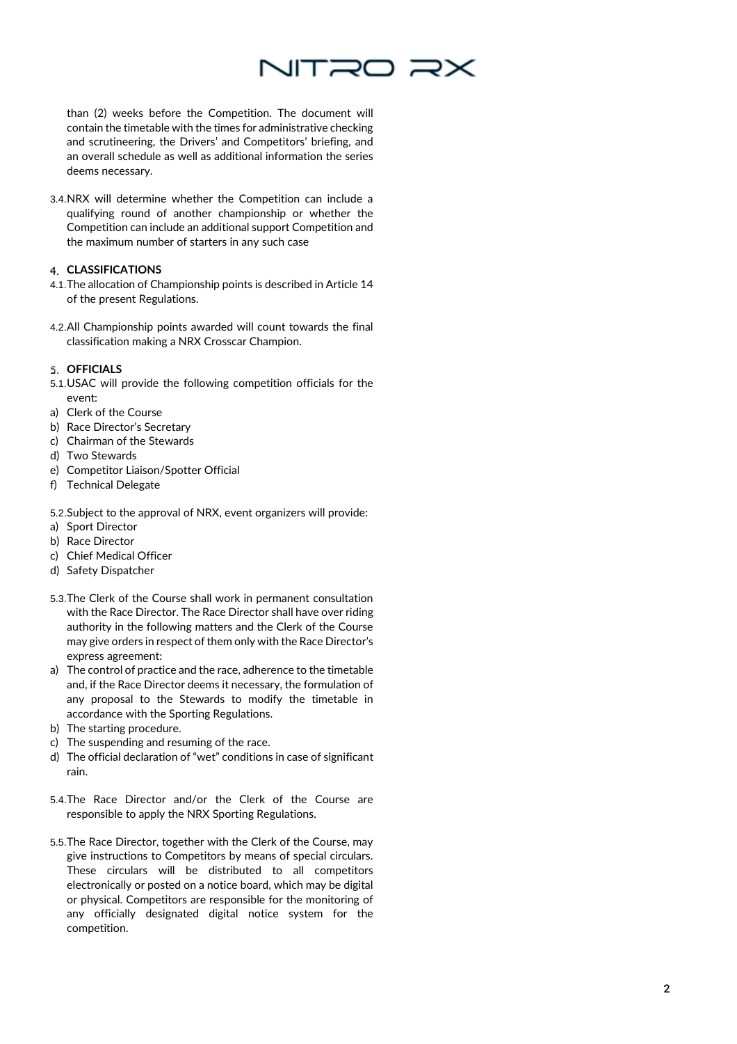than (2) weeks before the Competition. The document will contain the timetable with the times for administrative checking and scrutineering, the Drivers' and Competitors' briefing, and an overall schedule as well as additional information the series deems necessary.

3.4. NRX will determine whether the Competition can include a qualifying round of another championship or whether the Competition can include an additional support Competition and the maximum number of starters in any such case

## 4. CLASSIFICATIONS

4.1. The allocation of Championship points is described in Article 14 of the present Regulations.

4.2. All Championship points awarded will count towards the final classification making a NRX Crosscar Champion.

## 5. OFFICIALS

5.1. USAC will provide the following competition officials for the event:

a) Clerk of the Course
b) Race Director's Secretary
c) Chairman of the Stewards
d) Two Stewards
e) Competitor Liaison/Spotter Official
f) Technical Delegate

5.2. Subject to the approval of NRX, event organizers will provide:

a) Sport Director
b) Race Director
c) Chief Medical Officer
d) Safety Dispatcher

5.3. The Clerk of the Course shall work in permanent consultation with the Race Director. The Race Director shall have over riding authority in the following matters and the Clerk of the Course may give orders in respect of them only with the Race Director's express agreement:

a) The control of practice and the race, adherence to the timetable and, if the Race Director deems it necessary, the formulation of any proposal to the Stewards to modify the timetable in accordance with the Sporting Regulations.
b) The starting procedure.
c) The suspending and resuming of the race.
d) The official declaration of "wet" conditions in case of significant rain.

5.4. The Race Director and/or the Clerk of the Course are responsible to apply the NRX Sporting Regulations.

5.5. The Race Director, together with the Clerk of the Course, may give instructions to Competitors by means of special circulars. These circulars will be distributed to all competitors electronically or posted on a notice board, which may be digital or physical. Competitors are responsible for the monitoring of any officially designated digital notice system for the competition.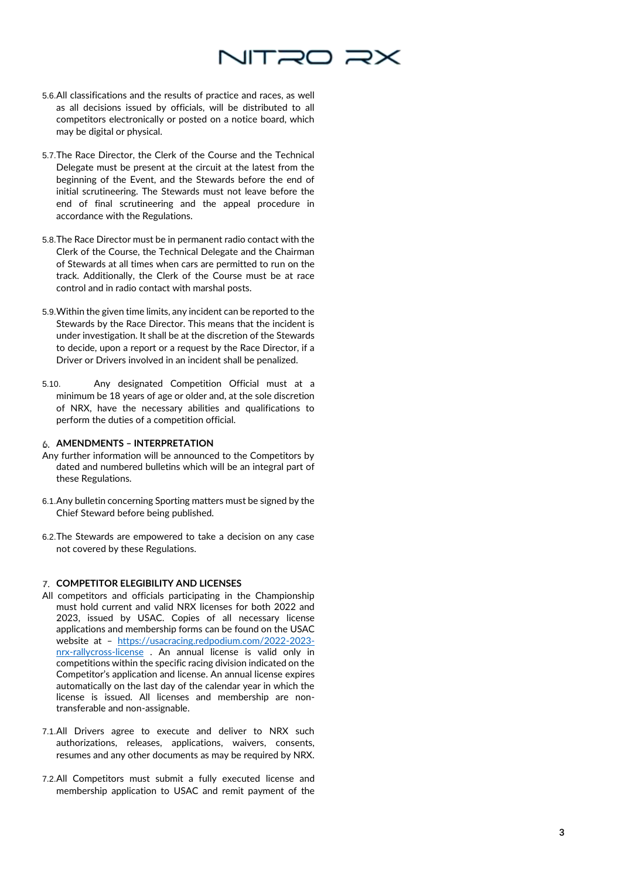5.6. All classifications and the results of practice and races, as well as all decisions issued by officials, will be distributed to all competitors electronically or posted on a notice board, which may be digital or physical.

5.7. The Race Director, the Clerk of the Course and the Technical Delegate must be present at the circuit at the latest from the beginning of the Event, and the Stewards before the end of initial scrutineering. The Stewards must not leave before the end of final scrutineering and the appeal procedure in accordance with the Regulations.

5.8. The Race Director must be in permanent radio contact with the Clerk of the Course, the Technical Delegate and the Chairman of Stewards at all times when cars are permitted to run on the track. Additionally, the Clerk of the Course must be at race control and in radio contact with marshal posts.

5.9. Within the given time limits, any incident can be reported to the Stewards by the Race Director. This means that the incident is under investigation. It shall be at the discretion of the Stewards to decide, upon a report or a request by the Race Director, if a Driver or Drivers involved in an incident shall be penalized.

5.10. Any designated Competition Official must at a minimum be 18 years of age or older and, at the sole discretion of NRX, have the necessary abilities and qualifications to perform the duties of a competition official.

## 6. AMENDMENTS – INTERPRETATION

Any further information will be announced to the Competitors by dated and numbered bulletins which will be an integral part of these Regulations.

6.1. Any bulletin concerning Sporting matters must be signed by the Chief Steward before being published.

6.2. The Stewards are empowered to take a decision on any case not covered by these Regulations.

## 7. COMPETITOR ELEGIBILITY AND LICENSES

All competitors and officials participating in the Championship must hold current and valid NRX licenses for both 2022 and 2023, issued by USAC. Copies of all necessary license applications and membership forms can be found on the USAC website at – [https://usacracing.redpodium.com/2022-2023-nrx-rallycross-license](https://usacracing.redpodium.com/2022-2023-nrx-rallycross-license) . An annual license is valid only in competitions within the specific racing division indicated on the Competitor's application and license. An annual license expires automatically on the last day of the calendar year in which the license is issued. All licenses and membership are non-transferable and non-assignable.

7.1. All Drivers agree to execute and deliver to NRX such authorizations, releases, applications, waivers, consents, resumes and any other documents as may be required by NRX.

7.2. All Competitors must submit a fully executed license and membership application to USAC and remit payment of the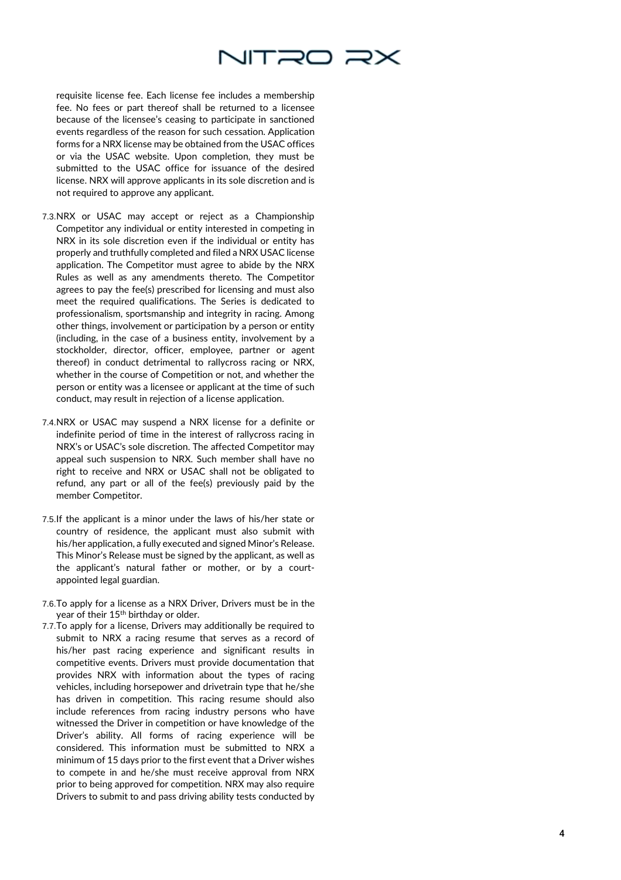requisite license fee. Each license fee includes a membership fee. No fees or part thereof shall be returned to a licensee because of the licensee's ceasing to participate in sanctioned events regardless of the reason for such cessation. Application forms for a NRX license may be obtained from the USAC offices or via the USAC website. Upon completion, they must be submitted to the USAC office for issuance of the desired license. NRX will approve applicants in its sole discretion and is not required to approve any applicant.

7.3. NRX or USAC may accept or reject as a Championship Competitor any individual or entity interested in competing in NRX in its sole discretion even if the individual or entity has properly and truthfully completed and filed a NRX USAC license application. The Competitor must agree to abide by the NRX Rules as well as any amendments thereto. The Competitor agrees to pay the fee(s) prescribed for licensing and must also meet the required qualifications. The Series is dedicated to professionalism, sportsmanship and integrity in racing. Among other things, involvement or participation by a person or entity (including, in the case of a business entity, involvement by a stockholder, director, officer, employee, partner or agent thereof) in conduct detrimental to rallycross racing or NRX, whether in the course of Competition or not, and whether the person or entity was a licensee or applicant at the time of such conduct, may result in rejection of a license application.

7.4. NRX or USAC may suspend a NRX license for a definite or indefinite period of time in the interest of rallycross racing in NRX's or USAC's sole discretion. The affected Competitor may appeal such suspension to NRX. Such member shall have no right to receive and NRX or USAC shall not be obligated to refund, any part or all of the fee(s) previously paid by the member Competitor.

7.5. If the applicant is a minor under the laws of his/her state or country of residence, the applicant must also submit with his/her application, a fully executed and signed Minor's Release. This Minor's Release must be signed by the applicant, as well as the applicant's natural father or mother, or by a court-appointed legal guardian.

7.6. To apply for a license as a NRX Driver, Drivers must be in the year of their 15th birthday or older.

7.7. To apply for a license, Drivers may additionally be required to submit to NRX a racing resume that serves as a record of his/her past racing experience and significant results in competitive events. Drivers must provide documentation that provides NRX with information about the types of racing vehicles, including horsepower and drivetrain type that he/she has driven in competition. This racing resume should also include references from racing industry persons who have witnessed the Driver in competition or have knowledge of the Driver's ability. All forms of racing experience will be considered. This information must be submitted to NRX a minimum of 15 days prior to the first event that a Driver wishes to compete in and he/she must receive approval from NRX prior to being approved for competition. NRX may also require Drivers to submit to and pass driving ability tests conducted by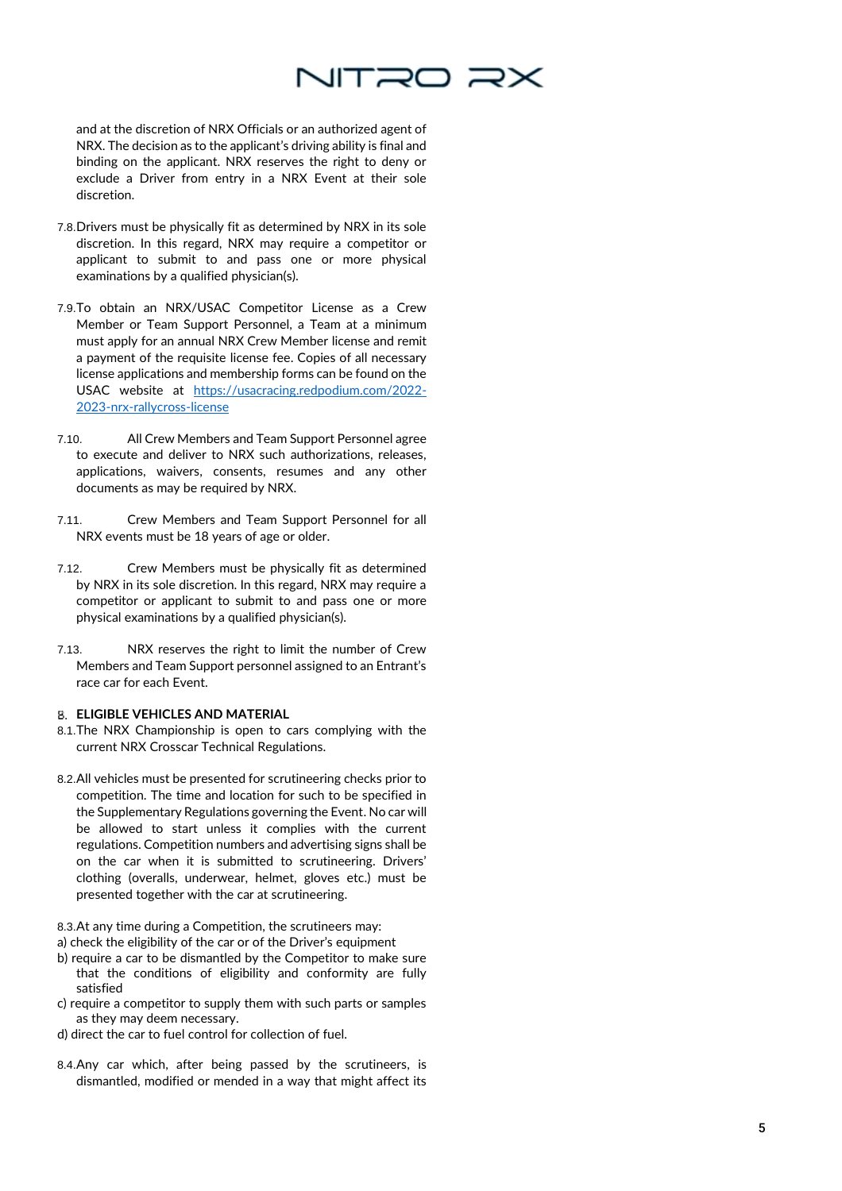and at the discretion of NRX Officials or an authorized agent of NRX. The decision as to the applicant's driving ability is final and binding on the applicant. NRX reserves the right to deny or exclude a Driver from entry in a NRX Event at their sole discretion.

7.8. Drivers must be physically fit as determined by NRX in its sole discretion. In this regard, NRX may require a competitor or applicant to submit to and pass one or more physical examinations by a qualified physician(s).

7.9. To obtain an NRX/USAC Competitor License as a Crew Member or Team Support Personnel, a Team at a minimum must apply for an annual NRX Crew Member license and remit a payment of the requisite license fee. Copies of all necessary license applications and membership forms can be found on the USAC website at [https://usacracing.redpodium.com/2022-2023-nrx-rallycross-license](https://usacracing.redpodium.com/2022-2023-nrx-rallycross-license)

7.10. All Crew Members and Team Support Personnel agree to execute and deliver to NRX such authorizations, releases, applications, waivers, consents, resumes and any other documents as may be required by NRX.

7.11. Crew Members and Team Support Personnel for all NRX events must be 18 years of age or older.

7.12. Crew Members must be physically fit as determined by NRX in its sole discretion. In this regard, NRX may require a competitor or applicant to submit to and pass one or more physical examinations by a qualified physician(s).

7.13. NRX reserves the right to limit the number of Crew Members and Team Support personnel assigned to an Entrant's race car for each Event.

## 8. ELIGIBLE VEHICLES AND MATERIAL

8.1. The NRX Championship is open to cars complying with the current NRX Crosscar Technical Regulations.

8.2. All vehicles must be presented for scrutineering checks prior to competition. The time and location for such to be specified in the Supplementary Regulations governing the Event. No car will be allowed to start unless it complies with the current regulations. Competition numbers and advertising signs shall be on the car when it is submitted to scrutineering. Drivers' clothing (overalls, underwear, helmet, gloves etc.) must be presented together with the car at scrutineering.

8.3. At any time during a Competition, the scrutineers may:

a) check the eligibility of the car or of the Driver's equipment

b) require a car to be dismantled by the Competitor to make sure that the conditions of eligibility and conformity are fully satisfied

c) require a competitor to supply them with such parts or samples as they may deem necessary.

d) direct the car to fuel control for collection of fuel.

8.4. Any car which, after being passed by the scrutineers, is dismantled, modified or mended in a way that might affect its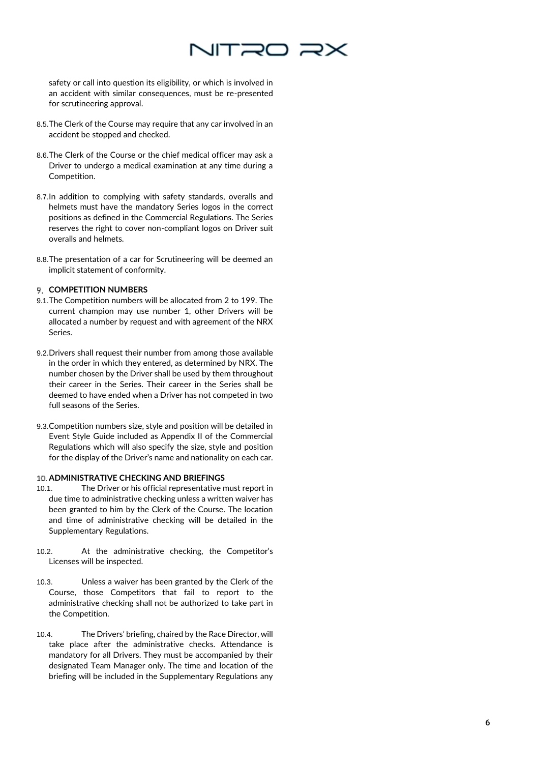safety or call into question its eligibility, or which is involved in an accident with similar consequences, must be re-presented for scrutineering approval.

8.5. The Clerk of the Course may require that any car involved in an accident be stopped and checked.

8.6. The Clerk of the Course or the chief medical officer may ask a Driver to undergo a medical examination at any time during a Competition.

8.7. In addition to complying with safety standards, overalls and helmets must have the mandatory Series logos in the correct positions as defined in the Commercial Regulations. The Series reserves the right to cover non-compliant logos on Driver suit overalls and helmets.

8.8. The presentation of a car for Scrutineering will be deemed an implicit statement of conformity.

## 9. COMPETITION NUMBERS

9.1. The Competition numbers will be allocated from 2 to 199. The current champion may use number 1, other Drivers will be allocated a number by request and with agreement of the NRX Series.

9.2. Drivers shall request their number from among those available in the order in which they entered, as determined by NRX. The number chosen by the Driver shall be used by them throughout their career in the Series. Their career in the Series shall be deemed to have ended when a Driver has not competed in two full seasons of the Series.

9.3. Competition numbers size, style and position will be detailed in Event Style Guide included as Appendix II of the Commercial Regulations which will also specify the size, style and position for the display of the Driver's name and nationality on each car.

## 10. ADMINISTRATIVE CHECKING AND BRIEFINGS

10.1. The Driver or his official representative must report in due time to administrative checking unless a written waiver has been granted to him by the Clerk of the Course. The location and time of administrative checking will be detailed in the Supplementary Regulations.

10.2. At the administrative checking, the Competitor's Licenses will be inspected.

10.3. Unless a waiver has been granted by the Clerk of the Course, those Competitors that fail to report to the administrative checking shall not be authorized to take part in the Competition.

10.4. The Drivers' briefing, chaired by the Race Director, will take place after the administrative checks. Attendance is mandatory for all Drivers. They must be accompanied by their designated Team Manager only. The time and location of the briefing will be included in the Supplementary Regulations any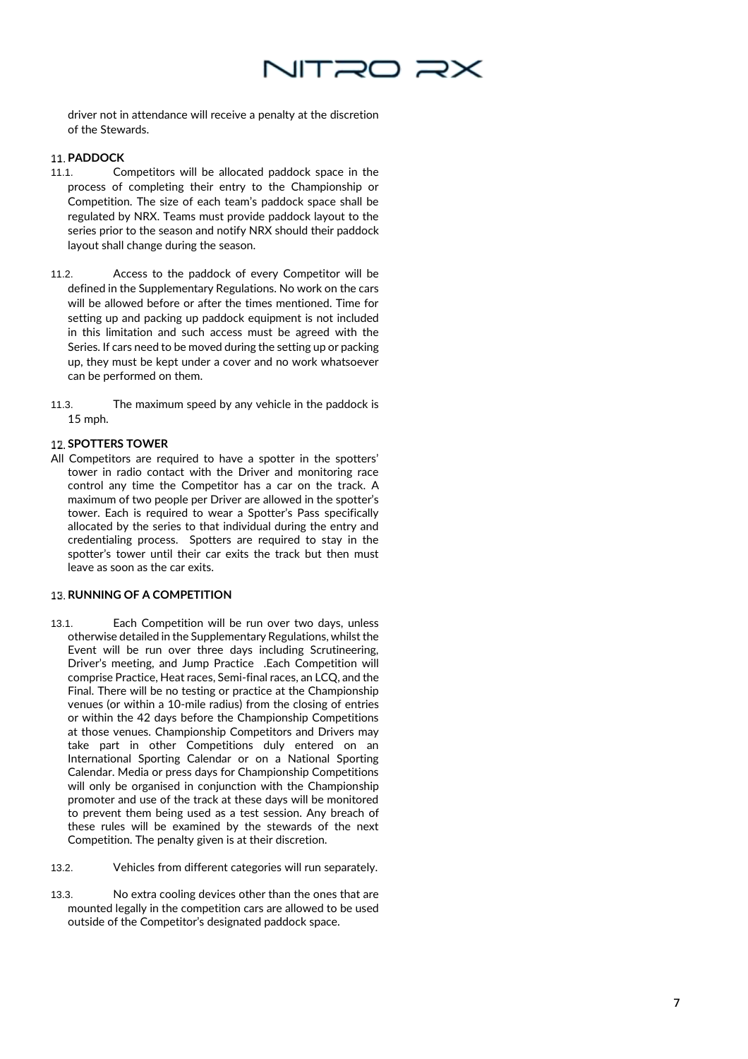driver not in attendance will receive a penalty at the discretion of the Stewards.

## 11. PADDOCK

11.1. Competitors will be allocated paddock space in the process of completing their entry to the Championship or Competition. The size of each team's paddock space shall be regulated by NRX. Teams must provide paddock layout to the series prior to the season and notify NRX should their paddock layout shall change during the season.

11.2. Access to the paddock of every Competitor will be defined in the Supplementary Regulations. No work on the cars will be allowed before or after the times mentioned. Time for setting up and packing up paddock equipment is not included in this limitation and such access must be agreed with the Series. If cars need to be moved during the setting up or packing up, they must be kept under a cover and no work whatsoever can be performed on them.

11.3. The maximum speed by any vehicle in the paddock is 15 mph.

## 12. SPOTTERS TOWER

All Competitors are required to have a spotter in the spotters' tower in radio contact with the Driver and monitoring race control any time the Competitor has a car on the track. A maximum of two people per Driver are allowed in the spotter's tower. Each is required to wear a Spotter's Pass specifically allocated by the series to that individual during the entry and credentialing process. Spotters are required to stay in the spotter's tower until their car exits the track but then must leave as soon as the car exits.

## 13. RUNNING OF A COMPETITION

13.1. Each Competition will be run over two days, unless otherwise detailed in the Supplementary Regulations, whilst the Event will be run over three days including Scrutineering, Driver's meeting, and Jump Practice .Each Competition will comprise Practice, Heat races, Semi-final races, an LCQ, and the Final. There will be no testing or practice at the Championship venues (or within a 10-mile radius) from the closing of entries or within the 42 days before the Championship Competitions at those venues. Championship Competitors and Drivers may take part in other Competitions duly entered on an International Sporting Calendar or on a National Sporting Calendar. Media or press days for Championship Competitions will only be organised in conjunction with the Championship promoter and use of the track at these days will be monitored to prevent them being used as a test session. Any breach of these rules will be examined by the stewards of the next Competition. The penalty given is at their discretion.

13.2. Vehicles from different categories will run separately.

13.3. No extra cooling devices other than the ones that are mounted legally in the competition cars are allowed to be used outside of the Competitor's designated paddock space.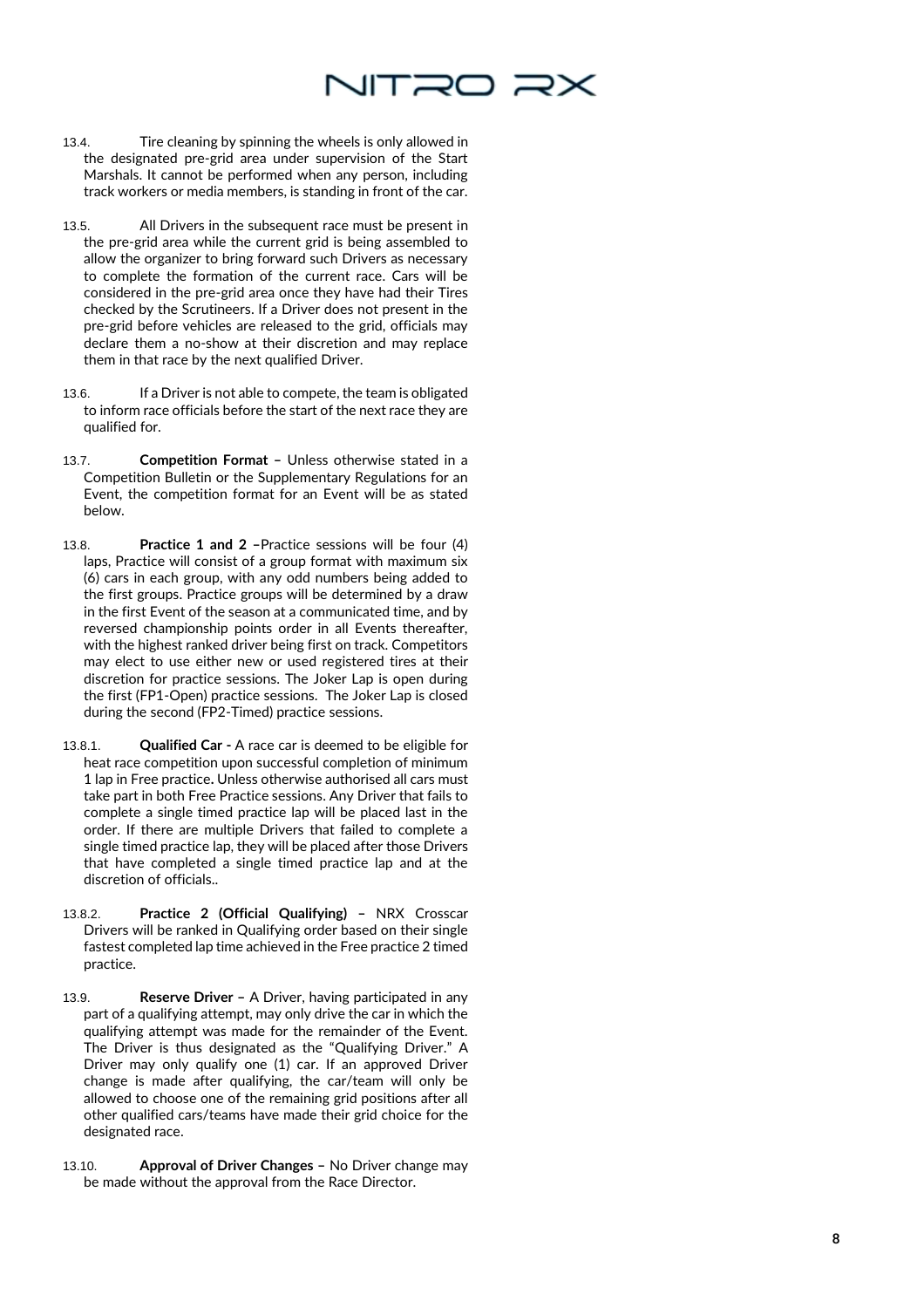13.4. Tire cleaning by spinning the wheels is only allowed in the designated pre-grid area under supervision of the Start Marshals. It cannot be performed when any person, including track workers or media members, is standing in front of the car.

13.5. All Drivers in the subsequent race must be present in the pre-grid area while the current grid is being assembled to allow the organizer to bring forward such Drivers as necessary to complete the formation of the current race. Cars will be considered in the pre-grid area once they have had their Tires checked by the Scrutineers. If a Driver does not present in the pre-grid before vehicles are released to the grid, officials may declare them a no-show at their discretion and may replace them in that race by the next qualified Driver.

13.6. If a Driver is not able to compete, the team is obligated to inform race officials before the start of the next race they are qualified for.

13.7. **Competition Format –** Unless otherwise stated in a Competition Bulletin or the Supplementary Regulations for an Event, the competition format for an Event will be as stated below.

13.8. **Practice 1 and 2 –**Practice sessions will be four (4) laps, Practice will consist of a group format with maximum six (6) cars in each group, with any odd numbers being added to the first groups. Practice groups will be determined by a draw in the first Event of the season at a communicated time, and by reversed championship points order in all Events thereafter, with the highest ranked driver being first on track. Competitors may elect to use either new or used registered tires at their discretion for practice sessions. The Joker Lap is open during the first (FP1-Open) practice sessions. The Joker Lap is closed during the second (FP2-Timed) practice sessions.

13.8.1. **Qualified Car -** A race car is deemed to be eligible for heat race competition upon successful completion of minimum 1 lap in Free practice. Unless otherwise authorised all cars must take part in both Free Practice sessions. Any Driver that fails to complete a single timed practice lap will be placed last in the order. If there are multiple Drivers that failed to complete a single timed practice lap, they will be placed after those Drivers that have completed a single timed practice lap and at the discretion of officials..

13.8.2. **Practice 2 (Official Qualifying) –** NRX Crosscar Drivers will be ranked in Qualifying order based on their single fastest completed lap time achieved in the Free practice 2 timed practice.

13.9. **Reserve Driver –** A Driver, having participated in any part of a qualifying attempt, may only drive the car in which the qualifying attempt was made for the remainder of the Event. The Driver is thus designated as the "Qualifying Driver." A Driver may only qualify one (1) car. If an approved Driver change is made after qualifying, the car/team will only be allowed to choose one of the remaining grid positions after all other qualified cars/teams have made their grid choice for the designated race.

13.10. **Approval of Driver Changes –** No Driver change may be made without the approval from the Race Director.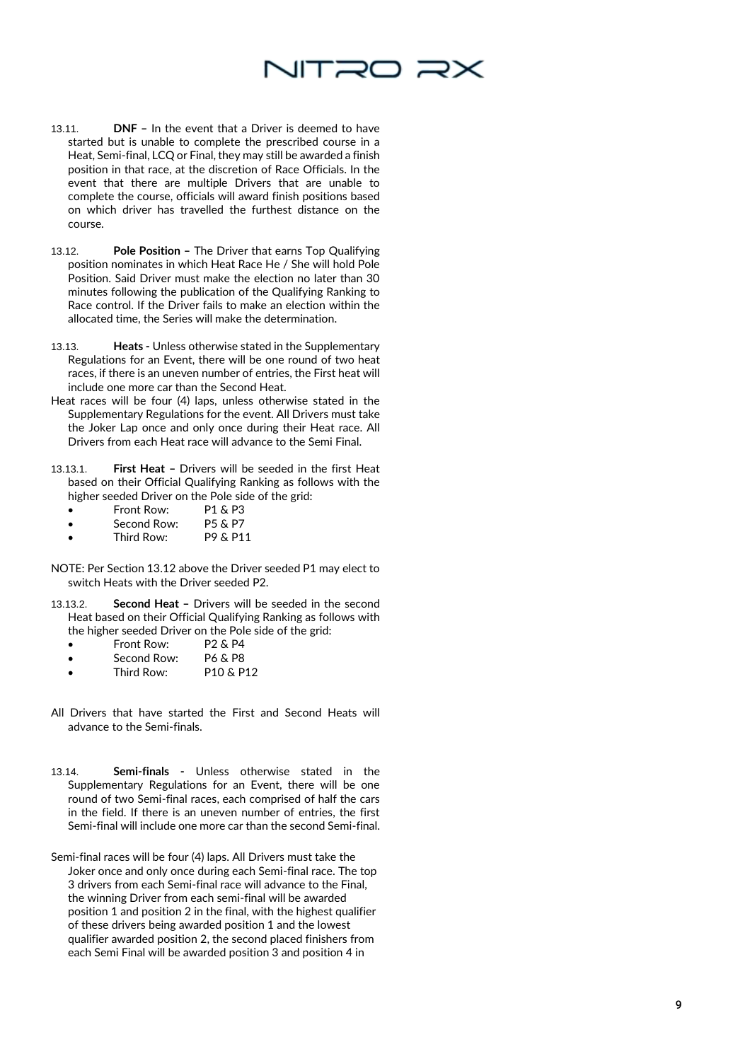13.11. **DNF –** In the event that a Driver is deemed to have started but is unable to complete the prescribed course in a Heat, Semi-final, LCQ or Final, they may still be awarded a finish position in that race, at the discretion of Race Officials. In the event that there are multiple Drivers that are unable to complete the course, officials will award finish positions based on which driver has travelled the furthest distance on the course.

13.12. **Pole Position –** The Driver that earns Top Qualifying position nominates in which Heat Race He / She will hold Pole Position. Said Driver must make the election no later than 30 minutes following the publication of the Qualifying Ranking to Race control. If the Driver fails to make an election within the allocated time, the Series will make the determination.

13.13. **Heats -** Unless otherwise stated in the Supplementary Regulations for an Event, there will be one round of two heat races, if there is an uneven number of entries, the First heat will include one more car than the Second Heat.

Heat races will be four (4) laps, unless otherwise stated in the Supplementary Regulations for the event. All Drivers must take the Joker Lap once and only once during their Heat race. All Drivers from each Heat race will advance to the Semi Final.

13.13.1. **First Heat –** Drivers will be seeded in the first Heat based on their Official Qualifying Ranking as follows with the higher seeded Driver on the Pole side of the grid:

- Front Row: P1 & P3
- Second Row: P5 & P7
- Third Row: P9 & P11

NOTE: Per Section 13.12 above the Driver seeded P1 may elect to switch Heats with the Driver seeded P2.

13.13.2. **Second Heat –** Drivers will be seeded in the second Heat based on their Official Qualifying Ranking as follows with the higher seeded Driver on the Pole side of the grid:

- Front Row: P2 & P4
- Second Row: P6 & P8
- Third Row: P10 & P12

All Drivers that have started the First and Second Heats will advance to the Semi-finals.

13.14. **Semi-finals -** Unless otherwise stated in the Supplementary Regulations for an Event, there will be one round of two Semi-final races, each comprised of half the cars in the field. If there is an uneven number of entries, the first Semi-final will include one more car than the second Semi-final.

Semi-final races will be four (4) laps. All Drivers must take the Joker once and only once during each Semi-final race. The top 3 drivers from each Semi-final race will advance to the Final, the winning Driver from each semi-final will be awarded position 1 and position 2 in the final, with the highest qualifier of these drivers being awarded position 1 and the lowest qualifier awarded position 2, the second placed finishers from each Semi Final will be awarded position 3 and position 4 in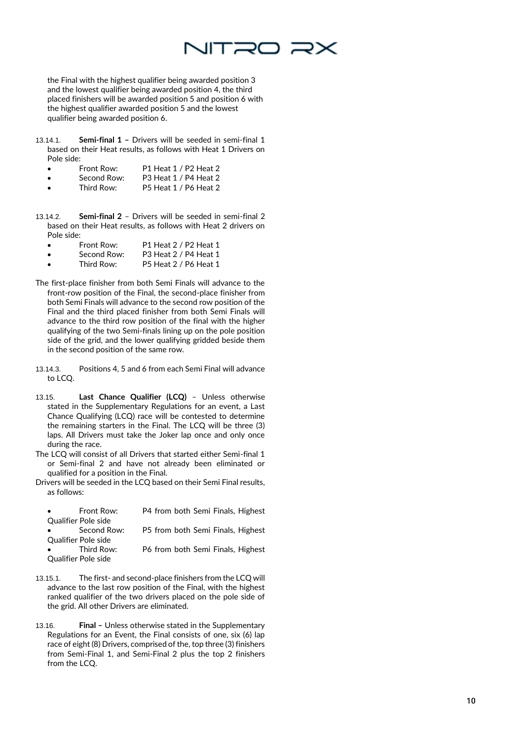the Final with the highest qualifier being awarded position 3 and the lowest qualifier being awarded position 4, the third placed finishers will be awarded position 5 and position 6 with the highest qualifier awarded position 5 and the lowest qualifier being awarded position 6.

13.14.1. **Semi-final 1 –** Drivers will be seeded in semi-final 1 based on their Heat results, as follows with Heat 1 Drivers on Pole side:

- Front Row: P1 Heat 1 / P2 Heat 2
- Second Row: P3 Heat 1 / P4 Heat 2
- Third Row: P5 Heat 1 / P6 Heat 2

13.14.2. **Semi-final 2** – Drivers will be seeded in semi-final 2 based on their Heat results, as follows with Heat 2 drivers on Pole side:

- Front Row: P1 Heat 2 / P2 Heat 1
- Second Row: P3 Heat 2 / P4 Heat 1
- Third Row: P5 Heat 2 / P6 Heat 1

The first-place finisher from both Semi Finals will advance to the front-row position of the Final, the second-place finisher from both Semi Finals will advance to the second row position of the Final and the third placed finisher from both Semi Finals will advance to the third row position of the final with the higher qualifying of the two Semi-finals lining up on the pole position side of the grid, and the lower qualifying gridded beside them in the second position of the same row.

13.14.3. Positions 4, 5 and 6 from each Semi Final will advance to LCQ.

13.15. **Last Chance Qualifier (LCQ)** – Unless otherwise stated in the Supplementary Regulations for an event, a Last Chance Qualifying (LCQ) race will be contested to determine the remaining starters in the Final. The LCQ will be three (3) laps. All Drivers must take the Joker lap once and only once during the race.

The LCQ will consist of all Drivers that started either Semi-final 1 or Semi-final 2 and have not already been eliminated or qualified for a position in the Final.

Drivers will be seeded in the LCQ based on their Semi Final results, as follows:

- Front Row: P4 from both Semi Finals, Highest Qualifier Pole side
- Second Row: P5 from both Semi Finals, Highest Qualifier Pole side
- Third Row: P6 from both Semi Finals, Highest Qualifier Pole side

13.15.1. The first- and second-place finishers from the LCQ will advance to the last row position of the Final, with the highest ranked qualifier of the two drivers placed on the pole side of the grid. All other Drivers are eliminated.

13.16. **Final –** Unless otherwise stated in the Supplementary Regulations for an Event, the Final consists of one, six (6) lap race of eight (8) Drivers, comprised of the, top three (3) finishers from Semi-Final 1, and Semi-Final 2 plus the top 2 finishers from the LCQ.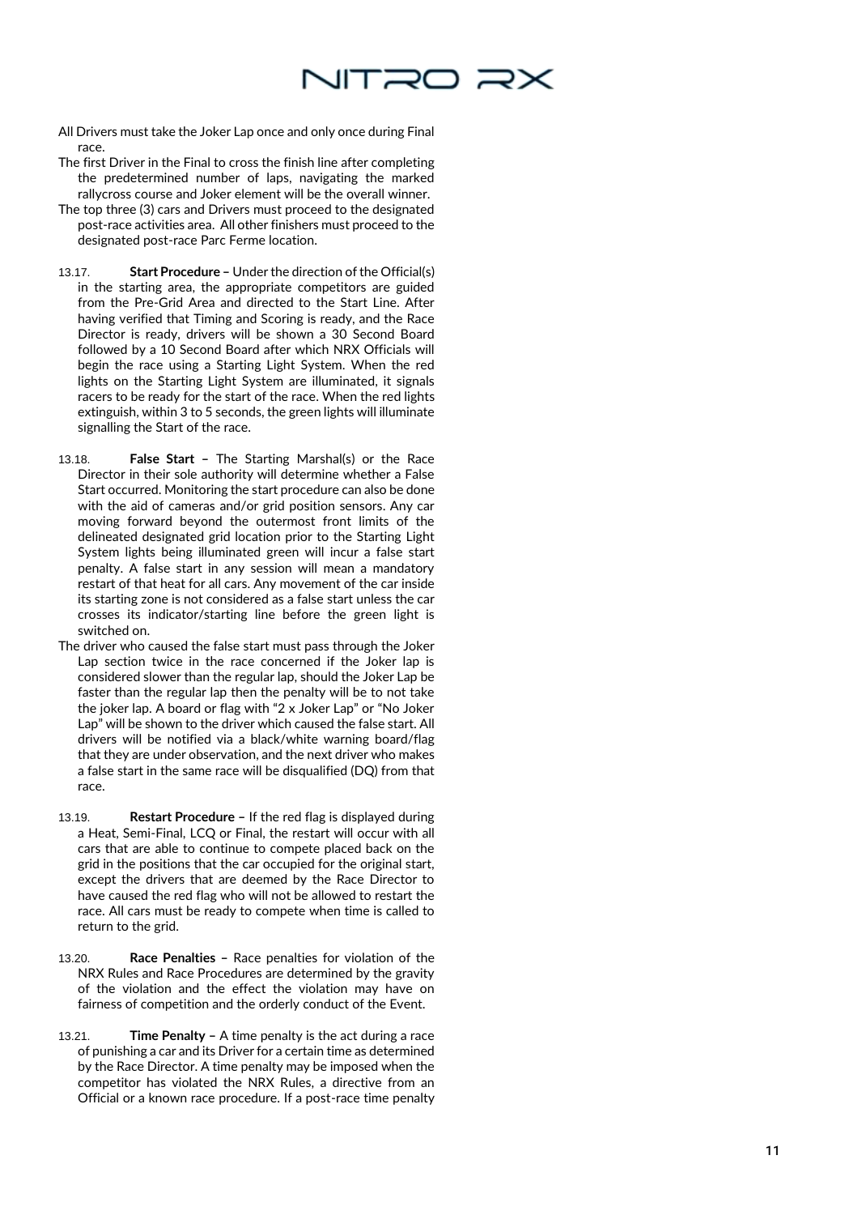All Drivers must take the Joker Lap once and only once during Final race.

The first Driver in the Final to cross the finish line after completing the predetermined number of laps, navigating the marked rallycross course and Joker element will be the overall winner.

The top three (3) cars and Drivers must proceed to the designated post-race activities area. All other finishers must proceed to the designated post-race Parc Ferme location.

13.17. **Start Procedure –** Under the direction of the Official(s) in the starting area, the appropriate competitors are guided from the Pre-Grid Area and directed to the Start Line. After having verified that Timing and Scoring is ready, and the Race Director is ready, drivers will be shown a 30 Second Board followed by a 10 Second Board after which NRX Officials will begin the race using a Starting Light System. When the red lights on the Starting Light System are illuminated, it signals racers to be ready for the start of the race. When the red lights extinguish, within 3 to 5 seconds, the green lights will illuminate signalling the Start of the race.

13.18. **False Start –** The Starting Marshal(s) or the Race Director in their sole authority will determine whether a False Start occurred. Monitoring the start procedure can also be done with the aid of cameras and/or grid position sensors. Any car moving forward beyond the outermost front limits of the delineated designated grid location prior to the Starting Light System lights being illuminated green will incur a false start penalty. A false start in any session will mean a mandatory restart of that heat for all cars. Any movement of the car inside its starting zone is not considered as a false start unless the car crosses its indicator/starting line before the green light is switched on.

The driver who caused the false start must pass through the Joker Lap section twice in the race concerned if the Joker lap is considered slower than the regular lap, should the Joker Lap be faster than the regular lap then the penalty will be to not take the joker lap. A board or flag with "2 x Joker Lap" or "No Joker Lap" will be shown to the driver which caused the false start. All drivers will be notified via a black/white warning board/flag that they are under observation, and the next driver who makes a false start in the same race will be disqualified (DQ) from that race.

13.19. **Restart Procedure –** If the red flag is displayed during a Heat, Semi-Final, LCQ or Final, the restart will occur with all cars that are able to continue to compete placed back on the grid in the positions that the car occupied for the original start, except the drivers that are deemed by the Race Director to have caused the red flag who will not be allowed to restart the race. All cars must be ready to compete when time is called to return to the grid.

13.20. **Race Penalties –** Race penalties for violation of the NRX Rules and Race Procedures are determined by the gravity of the violation and the effect the violation may have on fairness of competition and the orderly conduct of the Event.

13.21. **Time Penalty –** A time penalty is the act during a race of punishing a car and its Driver for a certain time as determined by the Race Director. A time penalty may be imposed when the competitor has violated the NRX Rules, a directive from an Official or a known race procedure. If a post-race time penalty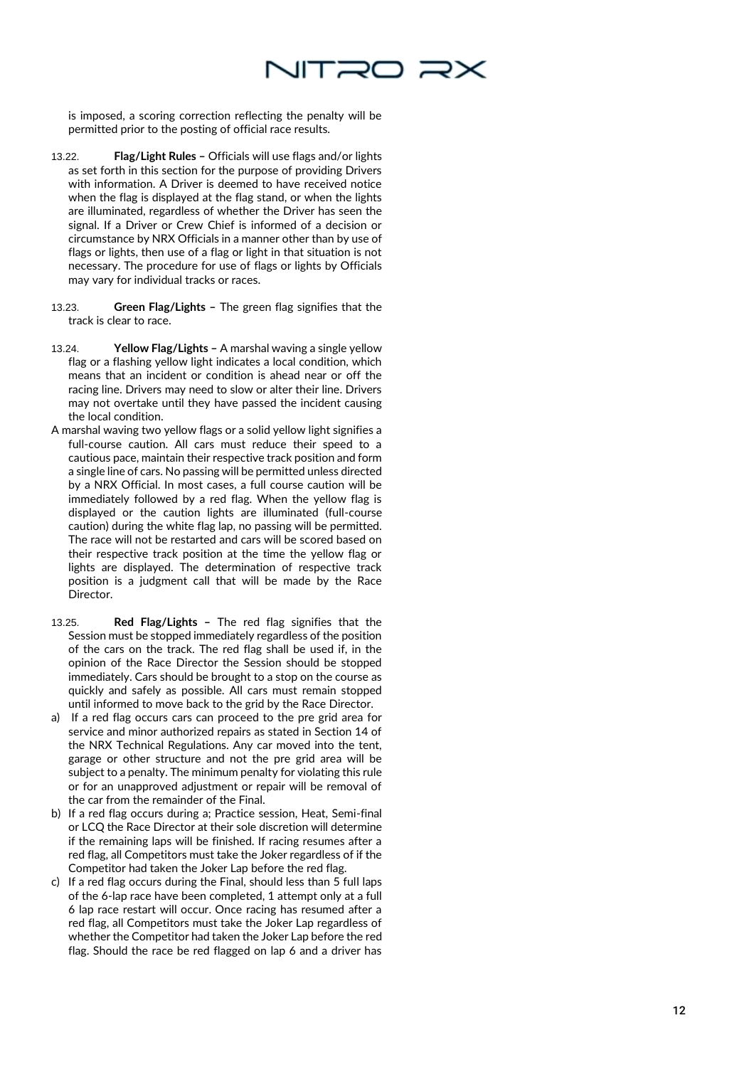is imposed, a scoring correction reflecting the penalty will be permitted prior to the posting of official race results.

13.22. **Flag/Light Rules –** Officials will use flags and/or lights as set forth in this section for the purpose of providing Drivers with information. A Driver is deemed to have received notice when the flag is displayed at the flag stand, or when the lights are illuminated, regardless of whether the Driver has seen the signal. If a Driver or Crew Chief is informed of a decision or circumstance by NRX Officials in a manner other than by use of flags or lights, then use of a flag or light in that situation is not necessary. The procedure for use of flags or lights by Officials may vary for individual tracks or races.

13.23. **Green Flag/Lights –** The green flag signifies that the track is clear to race.

13.24. **Yellow Flag/Lights –** A marshal waving a single yellow flag or a flashing yellow light indicates a local condition, which means that an incident or condition is ahead near or off the racing line. Drivers may need to slow or alter their line. Drivers may not overtake until they have passed the incident causing the local condition.

A marshal waving two yellow flags or a solid yellow light signifies a full-course caution. All cars must reduce their speed to a cautious pace, maintain their respective track position and form a single line of cars. No passing will be permitted unless directed by a NRX Official. In most cases, a full course caution will be immediately followed by a red flag. When the yellow flag is displayed or the caution lights are illuminated (full-course caution) during the white flag lap, no passing will be permitted. The race will not be restarted and cars will be scored based on their respective track position at the time the yellow flag or lights are displayed. The determination of respective track position is a judgment call that will be made by the Race Director.

13.25. **Red Flag/Lights –** The red flag signifies that the Session must be stopped immediately regardless of the position of the cars on the track. The red flag shall be used if, in the opinion of the Race Director the Session should be stopped immediately. Cars should be brought to a stop on the course as quickly and safely as possible. All cars must remain stopped until informed to move back to the grid by the Race Director.

a) If a red flag occurs cars can proceed to the pre grid area for service and minor authorized repairs as stated in Section 14 of the NRX Technical Regulations. Any car moved into the tent, garage or other structure and not the pre grid area will be subject to a penalty. The minimum penalty for violating this rule or for an unapproved adjustment or repair will be removal of the car from the remainder of the Final.

b) If a red flag occurs during a; Practice session, Heat, Semi-final or LCQ the Race Director at their sole discretion will determine if the remaining laps will be finished. If racing resumes after a red flag, all Competitors must take the Joker regardless of if the Competitor had taken the Joker Lap before the red flag.

c) If a red flag occurs during the Final, should less than 5 full laps of the 6-lap race have been completed, 1 attempt only at a full 6 lap race restart will occur. Once racing has resumed after a red flag, all Competitors must take the Joker Lap regardless of whether the Competitor had taken the Joker Lap before the red flag. Should the race be red flagged on lap 6 and a driver has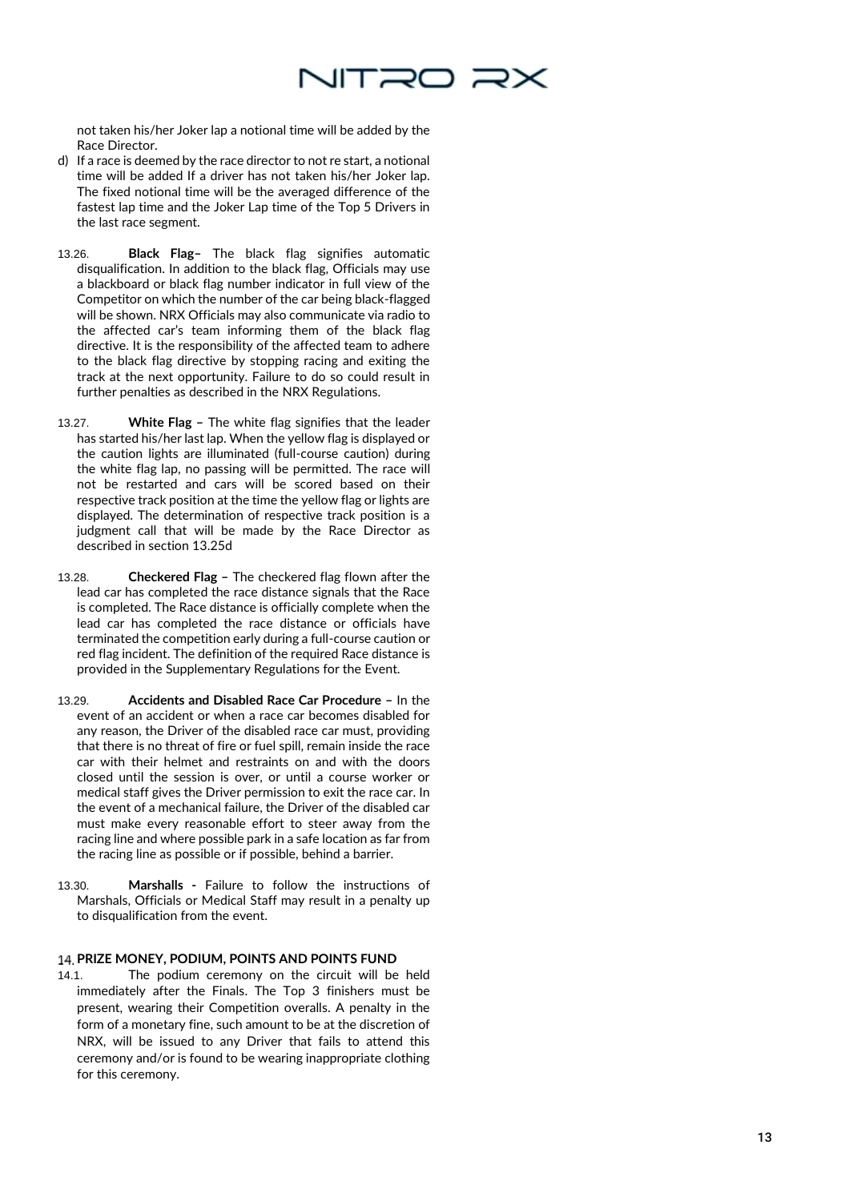not taken his/her Joker lap a notional time will be added by the Race Director.

d) If a race is deemed by the race director to not re start, a notional time will be added If a driver has not taken his/her Joker lap. The fixed notional time will be the averaged difference of the fastest lap time and the Joker Lap time of the Top 5 Drivers in the last race segment.

13.26. **Black Flag–** The black flag signifies automatic disqualification. In addition to the black flag, Officials may use a blackboard or black flag number indicator in full view of the Competitor on which the number of the car being black-flagged will be shown. NRX Officials may also communicate via radio to the affected car's team informing them of the black flag directive. It is the responsibility of the affected team to adhere to the black flag directive by stopping racing and exiting the track at the next opportunity. Failure to do so could result in further penalties as described in the NRX Regulations.

13.27. **White Flag –** The white flag signifies that the leader has started his/her last lap. When the yellow flag is displayed or the caution lights are illuminated (full-course caution) during the white flag lap, no passing will be permitted. The race will not be restarted and cars will be scored based on their respective track position at the time the yellow flag or lights are displayed. The determination of respective track position is a judgment call that will be made by the Race Director as described in section 13.25d

13.28. **Checkered Flag –** The checkered flag flown after the lead car has completed the race distance signals that the Race is completed. The Race distance is officially complete when the lead car has completed the race distance or officials have terminated the competition early during a full-course caution or red flag incident. The definition of the required Race distance is provided in the Supplementary Regulations for the Event.

13.29. **Accidents and Disabled Race Car Procedure –** In the event of an accident or when a race car becomes disabled for any reason, the Driver of the disabled race car must, providing that there is no threat of fire or fuel spill, remain inside the race car with their helmet and restraints on and with the doors closed until the session is over, or until a course worker or medical staff gives the Driver permission to exit the race car. In the event of a mechanical failure, the Driver of the disabled car must make every reasonable effort to steer away from the racing line and where possible park in a safe location as far from the racing line as possible or if possible, behind a barrier.

13.30. **Marshalls -** Failure to follow the instructions of Marshals, Officials or Medical Staff may result in a penalty up to disqualification from the event.

## 14. PRIZE MONEY, PODIUM, POINTS AND POINTS FUND

14.1. The podium ceremony on the circuit will be held immediately after the Finals. The Top 3 finishers must be present, wearing their Competition overalls. A penalty in the form of a monetary fine, such amount to be at the discretion of NRX, will be issued to any Driver that fails to attend this ceremony and/or is found to be wearing inappropriate clothing for this ceremony.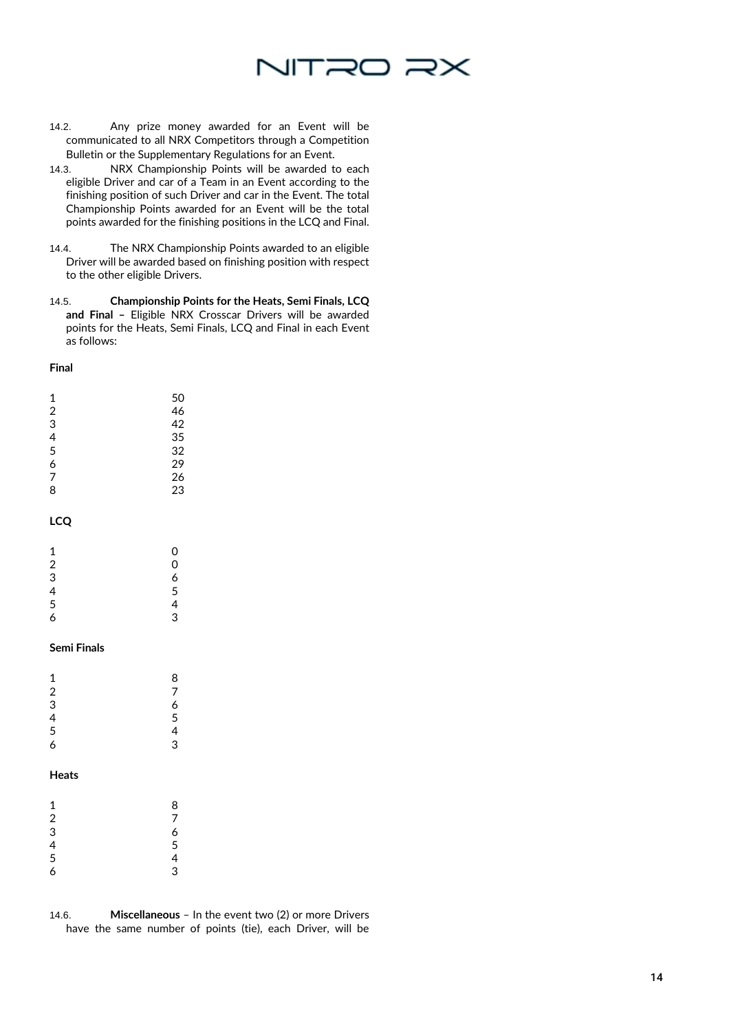14.2. Any prize money awarded for an Event will be communicated to all NRX Competitors through a Competition Bulletin or the Supplementary Regulations for an Event.

14.3. NRX Championship Points will be awarded to each eligible Driver and car of a Team in an Event according to the finishing position of such Driver and car in the Event. The total Championship Points awarded for an Event will be the total points awarded for the finishing positions in the LCQ and Final.

14.4. The NRX Championship Points awarded to an eligible Driver will be awarded based on finishing position with respect to the other eligible Drivers.

14.5. **Championship Points for the Heats, Semi Finals, LCQ and Final –** Eligible NRX Crosscar Drivers will be awarded points for the Heats, Semi Finals, LCQ and Final in each Event as follows:

**Final**

| | |
|---|---|
| 1 | 50 |
| 2 | 46 |
| 3 | 42 |
| 4 | 35 |
| 5 | 32 |
| 6 | 29 |
| 7 | 26 |
| 8 | 23 |

**LCQ**

| | |
|---|---|
| 1 | 0 |
| 2 | 0 |
| 3 | 6 |
| 4 | 5 |
| 5 | 4 |
| 6 | 3 |

**Semi Finals**

| | |
|---|---|
| 1 | 8 |
| 2 | 7 |
| 3 | 6 |
| 4 | 5 |
| 5 | 4 |
| 6 | 3 |

**Heats**

| | |
|---|---|
| 1 | 8 |
| 2 | 7 |
| 3 | 6 |
| 4 | 5 |
| 5 | 4 |
| 6 | 3 |

14.6. **Miscellaneous** – In the event two (2) or more Drivers have the same number of points (tie), each Driver, will be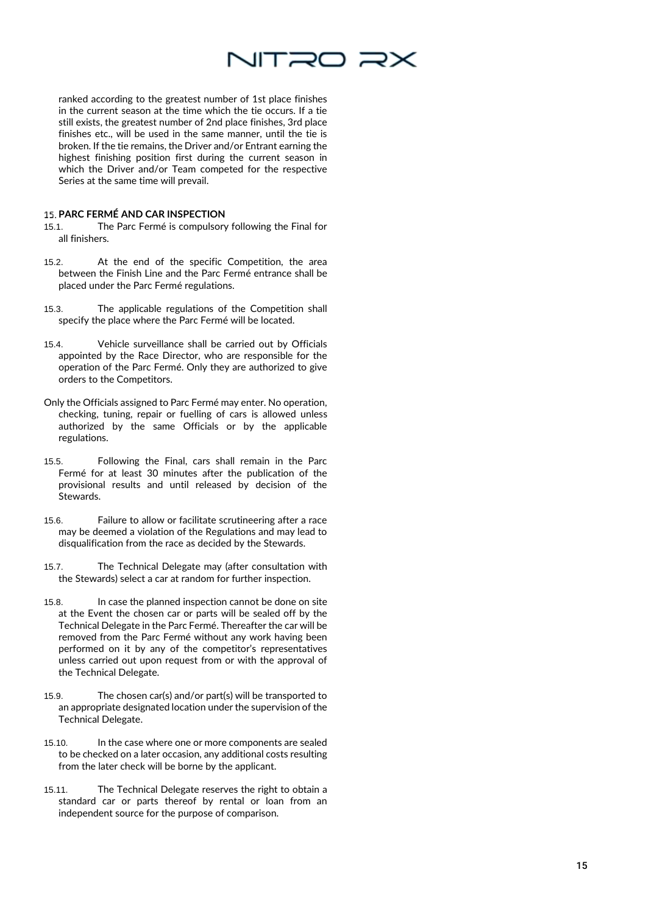ranked according to the greatest number of 1st place finishes in the current season at the time which the tie occurs. If a tie still exists, the greatest number of 2nd place finishes, 3rd place finishes etc., will be used in the same manner, until the tie is broken. If the tie remains, the Driver and/or Entrant earning the highest finishing position first during the current season in which the Driver and/or Team competed for the respective Series at the same time will prevail.

## 15. PARC FERMÉ AND CAR INSPECTION

15.1. The Parc Fermé is compulsory following the Final for all finishers.

15.2. At the end of the specific Competition, the area between the Finish Line and the Parc Fermé entrance shall be placed under the Parc Fermé regulations.

15.3. The applicable regulations of the Competition shall specify the place where the Parc Fermé will be located.

15.4. Vehicle surveillance shall be carried out by Officials appointed by the Race Director, who are responsible for the operation of the Parc Fermé. Only they are authorized to give orders to the Competitors.

Only the Officials assigned to Parc Fermé may enter. No operation, checking, tuning, repair or fuelling of cars is allowed unless authorized by the same Officials or by the applicable regulations.

15.5. Following the Final, cars shall remain in the Parc Fermé for at least 30 minutes after the publication of the provisional results and until released by decision of the Stewards.

15.6. Failure to allow or facilitate scrutineering after a race may be deemed a violation of the Regulations and may lead to disqualification from the race as decided by the Stewards.

15.7. The Technical Delegate may (after consultation with the Stewards) select a car at random for further inspection.

15.8. In case the planned inspection cannot be done on site at the Event the chosen car or parts will be sealed off by the Technical Delegate in the Parc Fermé. Thereafter the car will be removed from the Parc Fermé without any work having been performed on it by any of the competitor's representatives unless carried out upon request from or with the approval of the Technical Delegate.

15.9. The chosen car(s) and/or part(s) will be transported to an appropriate designated location under the supervision of the Technical Delegate.

15.10. In the case where one or more components are sealed to be checked on a later occasion, any additional costs resulting from the later check will be borne by the applicant.

15.11. The Technical Delegate reserves the right to obtain a standard car or parts thereof by rental or loan from an independent source for the purpose of comparison.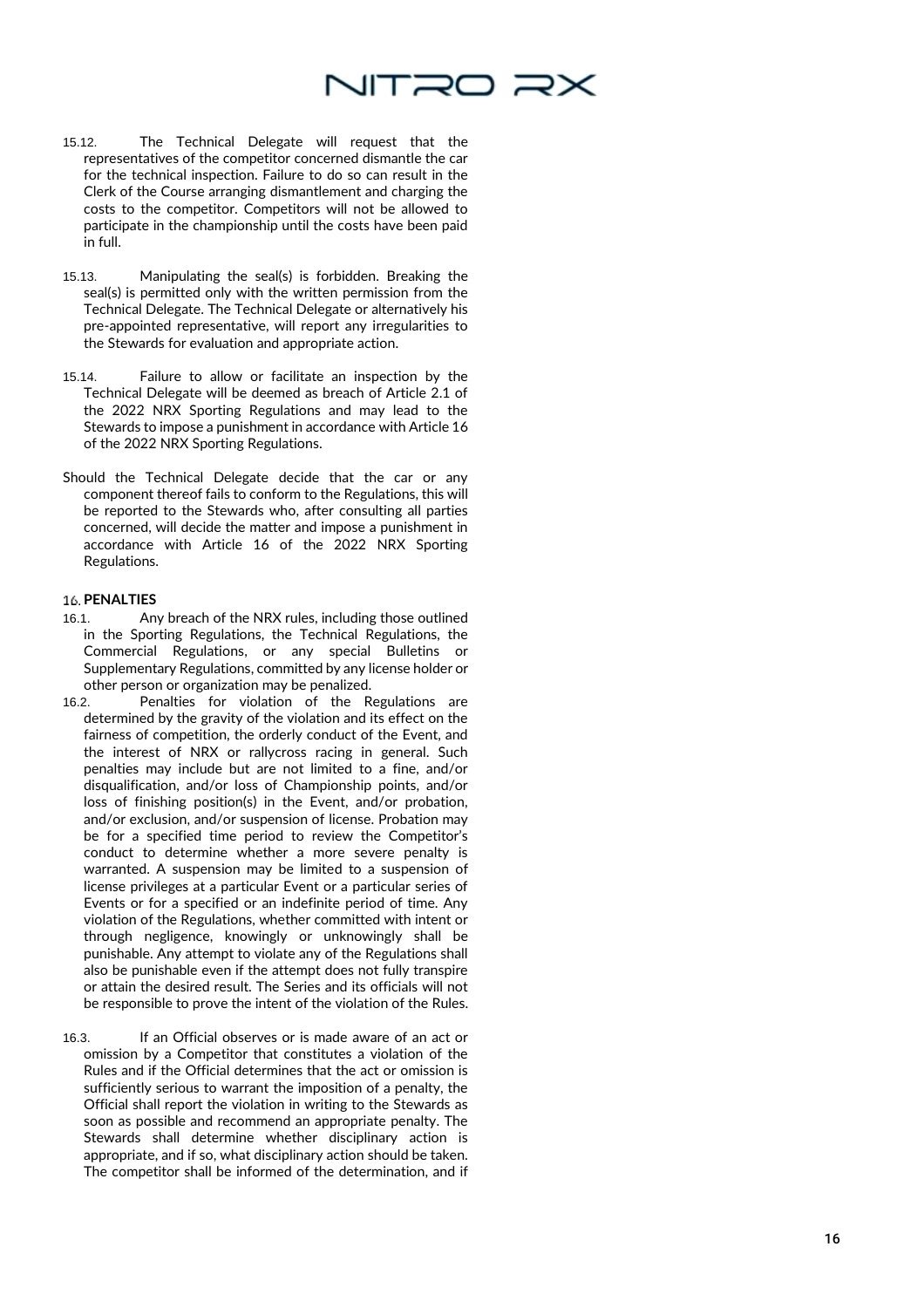15.12. The Technical Delegate will request that the representatives of the competitor concerned dismantle the car for the technical inspection. Failure to do so can result in the Clerk of the Course arranging dismantlement and charging the costs to the competitor. Competitors will not be allowed to participate in the championship until the costs have been paid in full.

15.13. Manipulating the seal(s) is forbidden. Breaking the seal(s) is permitted only with the written permission from the Technical Delegate. The Technical Delegate or alternatively his pre-appointed representative, will report any irregularities to the Stewards for evaluation and appropriate action.

15.14. Failure to allow or facilitate an inspection by the Technical Delegate will be deemed as breach of Article 2.1 of the 2022 NRX Sporting Regulations and may lead to the Stewards to impose a punishment in accordance with Article 16 of the 2022 NRX Sporting Regulations.

Should the Technical Delegate decide that the car or any component thereof fails to conform to the Regulations, this will be reported to the Stewards who, after consulting all parties concerned, will decide the matter and impose a punishment in accordance with Article 16 of the 2022 NRX Sporting Regulations.

## 16. PENALTIES

16.1. Any breach of the NRX rules, including those outlined in the Sporting Regulations, the Technical Regulations, the Commercial Regulations, or any special Bulletins or Supplementary Regulations, committed by any license holder or other person or organization may be penalized.

16.2. Penalties for violation of the Regulations are determined by the gravity of the violation and its effect on the fairness of competition, the orderly conduct of the Event, and the interest of NRX or rallycross racing in general. Such penalties may include but are not limited to a fine, and/or disqualification, and/or loss of Championship points, and/or loss of finishing position(s) in the Event, and/or probation, and/or exclusion, and/or suspension of license. Probation may be for a specified time period to review the Competitor's conduct to determine whether a more severe penalty is warranted. A suspension may be limited to a suspension of license privileges at a particular Event or a particular series of Events or for a specified or an indefinite period of time. Any violation of the Regulations, whether committed with intent or through negligence, knowingly or unknowingly shall be punishable. Any attempt to violate any of the Regulations shall also be punishable even if the attempt does not fully transpire or attain the desired result. The Series and its officials will not be responsible to prove the intent of the violation of the Rules.

16.3. If an Official observes or is made aware of an act or omission by a Competitor that constitutes a violation of the Rules and if the Official determines that the act or omission is sufficiently serious to warrant the imposition of a penalty, the Official shall report the violation in writing to the Stewards as soon as possible and recommend an appropriate penalty. The Stewards shall determine whether disciplinary action is appropriate, and if so, what disciplinary action should be taken. The competitor shall be informed of the determination, and if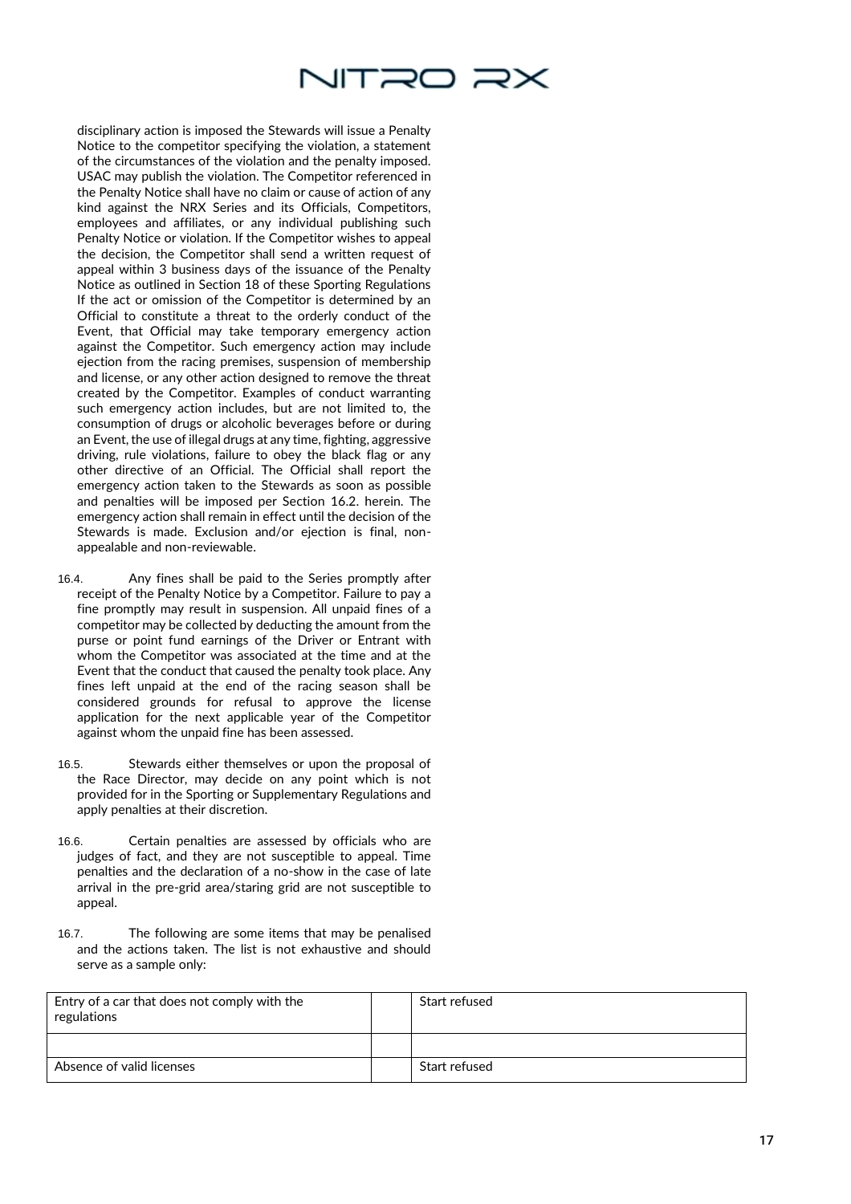disciplinary action is imposed the Stewards will issue a Penalty Notice to the competitor specifying the violation, a statement of the circumstances of the violation and the penalty imposed. USAC may publish the violation. The Competitor referenced in the Penalty Notice shall have no claim or cause of action of any kind against the NRX Series and its Officials, Competitors, employees and affiliates, or any individual publishing such Penalty Notice or violation. If the Competitor wishes to appeal the decision, the Competitor shall send a written request of appeal within 3 business days of the issuance of the Penalty Notice as outlined in Section 18 of these Sporting Regulations If the act or omission of the Competitor is determined by an Official to constitute a threat to the orderly conduct of the Event, that Official may take temporary emergency action against the Competitor. Such emergency action may include ejection from the racing premises, suspension of membership and license, or any other action designed to remove the threat created by the Competitor. Examples of conduct warranting such emergency action includes, but are not limited to, the consumption of drugs or alcoholic beverages before or during an Event, the use of illegal drugs at any time, fighting, aggressive driving, rule violations, failure to obey the black flag or any other directive of an Official. The Official shall report the emergency action taken to the Stewards as soon as possible and penalties will be imposed per Section 16.2. herein. The emergency action shall remain in effect until the decision of the Stewards is made. Exclusion and/or ejection is final, non-appealable and non-reviewable.

16.4. Any fines shall be paid to the Series promptly after receipt of the Penalty Notice by a Competitor. Failure to pay a fine promptly may result in suspension. All unpaid fines of a competitor may be collected by deducting the amount from the purse or point fund earnings of the Driver or Entrant with whom the Competitor was associated at the time and at the Event that the conduct that caused the penalty took place. Any fines left unpaid at the end of the racing season shall be considered grounds for refusal to approve the license application for the next applicable year of the Competitor against whom the unpaid fine has been assessed.

16.5. Stewards either themselves or upon the proposal of the Race Director, may decide on any point which is not provided for in the Sporting or Supplementary Regulations and apply penalties at their discretion.

16.6. Certain penalties are assessed by officials who are judges of fact, and they are not susceptible to appeal. Time penalties and the declaration of a no-show in the case of late arrival in the pre-grid area/staring grid are not susceptible to appeal.

16.7. The following are some items that may be penalised and the actions taken. The list is not exhaustive and should serve as a sample only:

| Entry of a car that does not comply with the regulations | | Start refused |
|---|---|---|
| | | |
| Absence of valid licenses | | Start refused |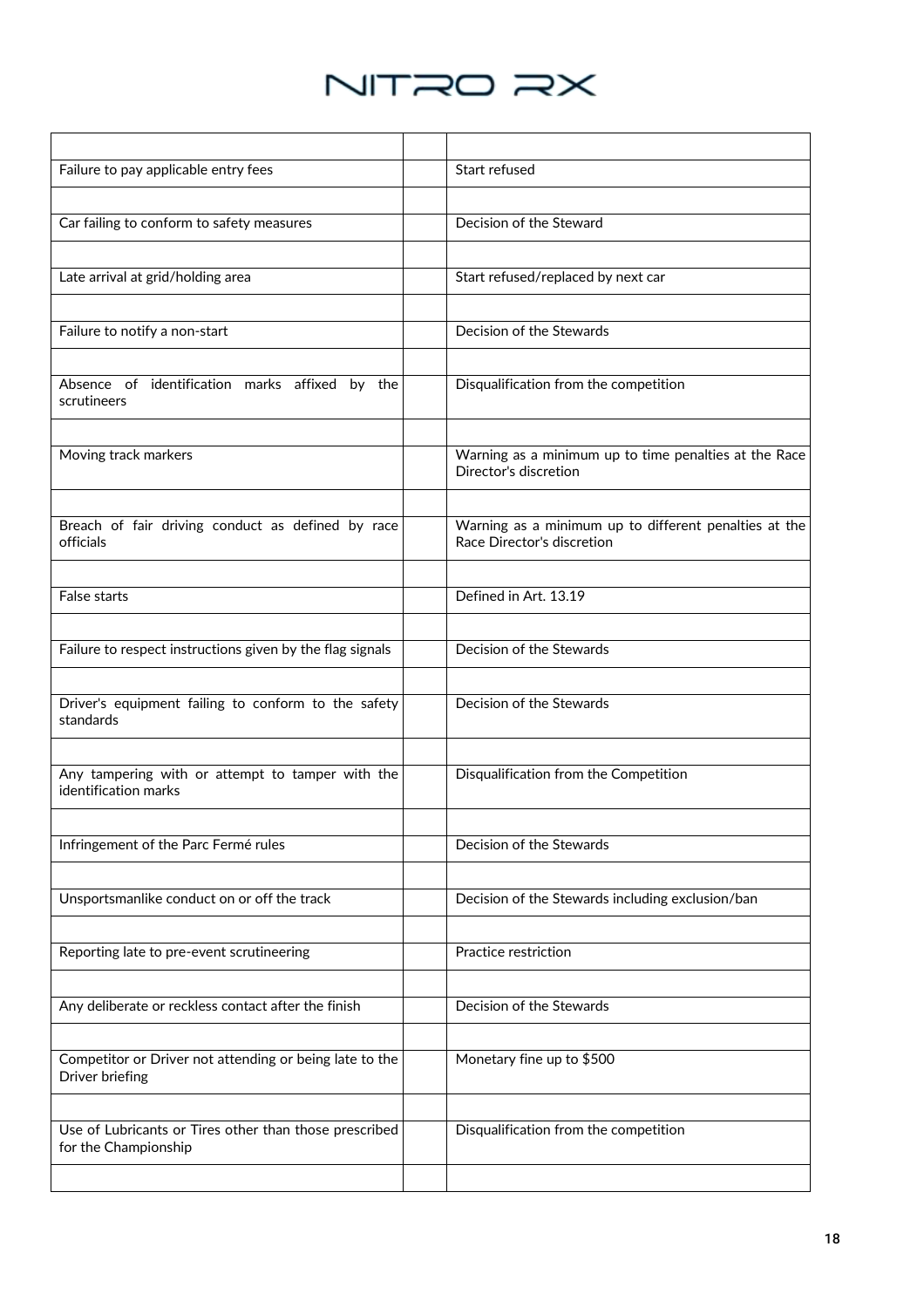| | | |
|---|---|---|
| Failure to pay applicable entry fees | | Start refused |
| Car failing to conform to safety measures | | Decision of the Steward |
| Late arrival at grid/holding area | | Start refused/replaced by next car |
| Failure to notify a non-start | | Decision of the Stewards |
| Absence of identification marks affixed by the scrutineers | | Disqualification from the competition |
| Moving track markers | | Warning as a minimum up to time penalties at the Race Director's discretion |
| Breach of fair driving conduct as defined by race officials | | Warning as a minimum up to different penalties at the Race Director's discretion |
| False starts | | Defined in Art. 13.19 |
| Failure to respect instructions given by the flag signals | | Decision of the Stewards |
| Driver's equipment failing to conform to the safety standards | | Decision of the Stewards |
| Any tampering with or attempt to tamper with the identification marks | | Disqualification from the Competition |
| Infringement of the Parc Fermé rules | | Decision of the Stewards |
| Unsportsmanlike conduct on or off the track | | Decision of the Stewards including exclusion/ban |
| Reporting late to pre-event scrutineering | | Practice restriction |
| Any deliberate or reckless contact after the finish | | Decision of the Stewards |
| Competitor or Driver not attending or being late to the Driver briefing | | Monetary fine up to $500 |
| Use of Lubricants or Tires other than those prescribed for the Championship | | Disqualification from the competition |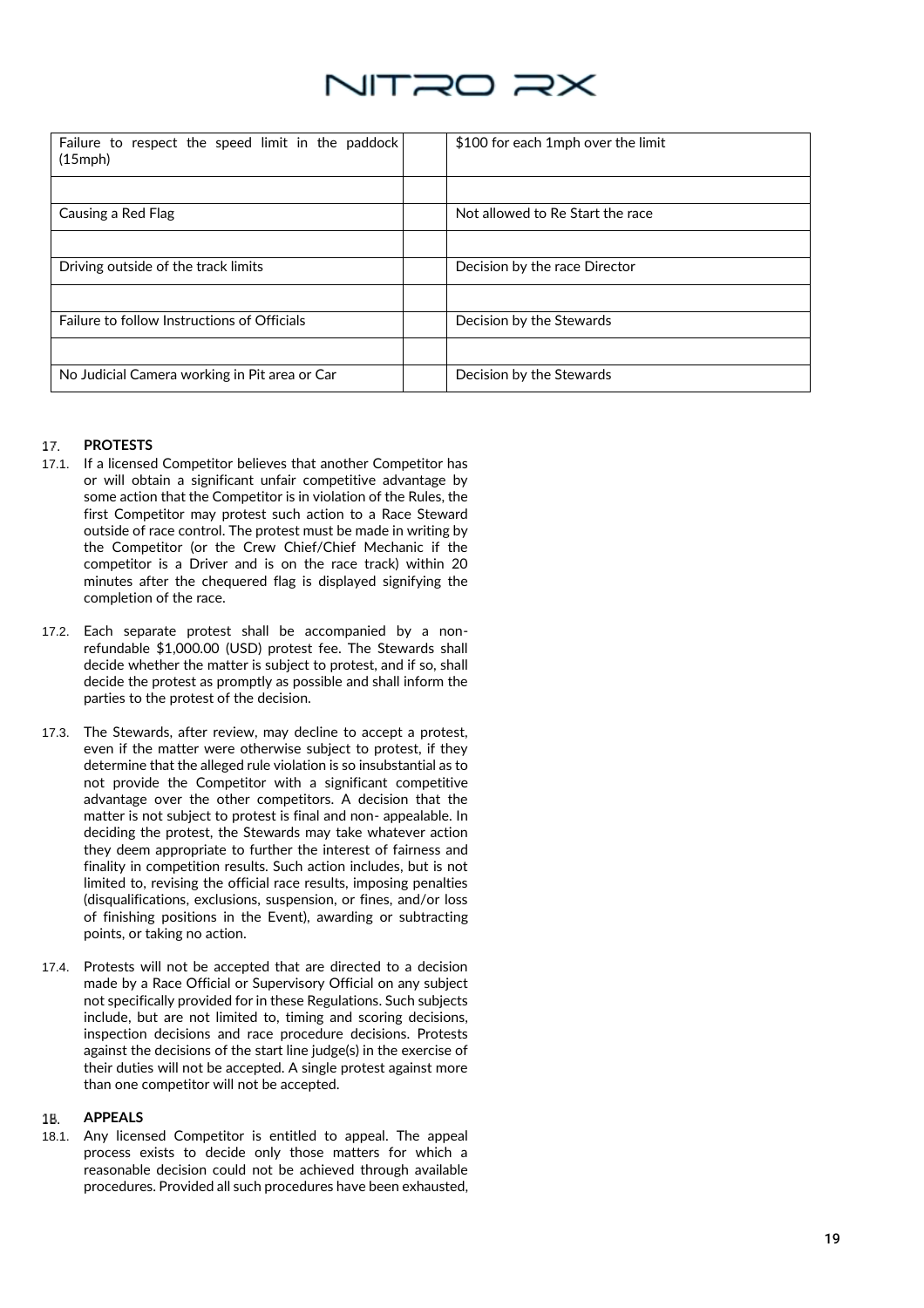| Failure to respect the speed limit in the paddock (15mph) | | $100 for each 1mph over the limit |
|---|---|---|
| | | |
| Causing a Red Flag | | Not allowed to Re Start the race |
| | | |
| Driving outside of the track limits | | Decision by the race Director |
| | | |
| Failure to follow Instructions of Officials | | Decision by the Stewards |
| | | |
| No Judicial Camera working in Pit area or Car | | Decision by the Stewards |

## 17. PROTESTS

17.1. If a licensed Competitor believes that another Competitor has or will obtain a significant unfair competitive advantage by some action that the Competitor is in violation of the Rules, the first Competitor may protest such action to a Race Steward outside of race control. The protest must be made in writing by the Competitor (or the Crew Chief/Chief Mechanic if the competitor is a Driver and is on the race track) within 20 minutes after the chequered flag is displayed signifying the completion of the race.

17.2. Each separate protest shall be accompanied by a non-refundable $1,000.00 (USD) protest fee. The Stewards shall decide whether the matter is subject to protest, and if so, shall decide the protest as promptly as possible and shall inform the parties to the protest of the decision.

17.3. The Stewards, after review, may decline to accept a protest, even if the matter were otherwise subject to protest, if they determine that the alleged rule violation is so insubstantial as to not provide the Competitor with a significant competitive advantage over the other competitors. A decision that the matter is not subject to protest is final and non- appealable. In deciding the protest, the Stewards may take whatever action they deem appropriate to further the interest of fairness and finality in competition results. Such action includes, but is not limited to, revising the official race results, imposing penalties (disqualifications, exclusions, suspension, or fines, and/or loss of finishing positions in the Event), awarding or subtracting points, or taking no action.

17.4. Protests will not be accepted that are directed to a decision made by a Race Official or Supervisory Official on any subject not specifically provided for in these Regulations. Such subjects include, but are not limited to, timing and scoring decisions, inspection decisions and race procedure decisions. Protests against the decisions of the start line judge(s) in the exercise of their duties will not be accepted. A single protest against more than one competitor will not be accepted.

## 18. APPEALS

18.1. Any licensed Competitor is entitled to appeal. The appeal process exists to decide only those matters for which a reasonable decision could not be achieved through available procedures. Provided all such procedures have been exhausted,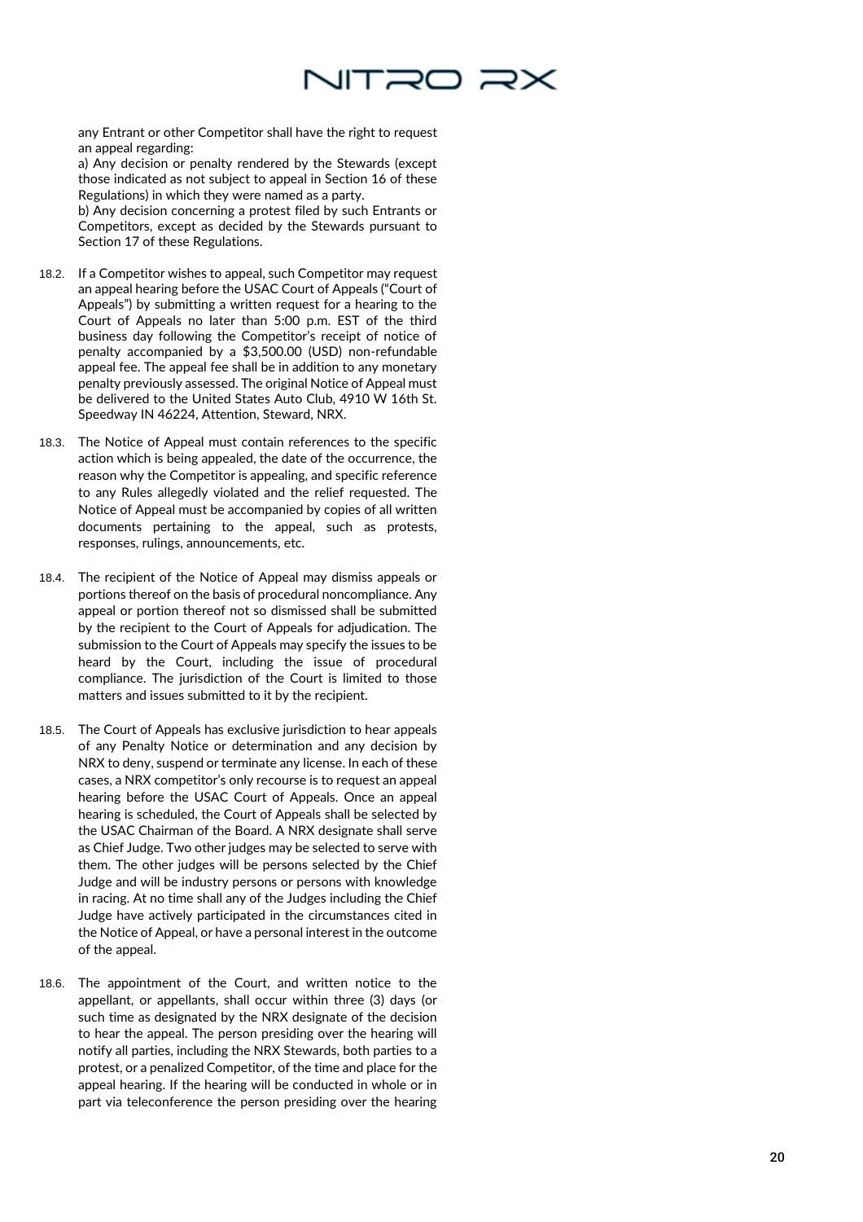any Entrant or other Competitor shall have the right to request an appeal regarding:

a) Any decision or penalty rendered by the Stewards (except those indicated as not subject to appeal in Section 16 of these Regulations) in which they were named as a party.

b) Any decision concerning a protest filed by such Entrants or Competitors, except as decided by the Stewards pursuant to Section 17 of these Regulations.

18.2. If a Competitor wishes to appeal, such Competitor may request an appeal hearing before the USAC Court of Appeals ("Court of Appeals") by submitting a written request for a hearing to the Court of Appeals no later than 5:00 p.m. EST of the third business day following the Competitor's receipt of notice of penalty accompanied by a $3,500.00 (USD) non-refundable appeal fee. The appeal fee shall be in addition to any monetary penalty previously assessed. The original Notice of Appeal must be delivered to the United States Auto Club, 4910 W 16th St. Speedway IN 46224, Attention, Steward, NRX.

18.3. The Notice of Appeal must contain references to the specific action which is being appealed, the date of the occurrence, the reason why the Competitor is appealing, and specific reference to any Rules allegedly violated and the relief requested. The Notice of Appeal must be accompanied by copies of all written documents pertaining to the appeal, such as protests, responses, rulings, announcements, etc.

18.4. The recipient of the Notice of Appeal may dismiss appeals or portions thereof on the basis of procedural noncompliance. Any appeal or portion thereof not so dismissed shall be submitted by the recipient to the Court of Appeals for adjudication. The submission to the Court of Appeals may specify the issues to be heard by the Court, including the issue of procedural compliance. The jurisdiction of the Court is limited to those matters and issues submitted to it by the recipient.

18.5. The Court of Appeals has exclusive jurisdiction to hear appeals of any Penalty Notice or determination and any decision by NRX to deny, suspend or terminate any license. In each of these cases, a NRX competitor's only recourse is to request an appeal hearing before the USAC Court of Appeals. Once an appeal hearing is scheduled, the Court of Appeals shall be selected by the USAC Chairman of the Board. A NRX designate shall serve as Chief Judge. Two other judges may be selected to serve with them. The other judges will be persons selected by the Chief Judge and will be industry persons or persons with knowledge in racing. At no time shall any of the Judges including the Chief Judge have actively participated in the circumstances cited in the Notice of Appeal, or have a personal interest in the outcome of the appeal.

18.6. The appointment of the Court, and written notice to the appellant, or appellants, shall occur within three (3) days (or such time as designated by the NRX designate of the decision to hear the appeal. The person presiding over the hearing will notify all parties, including the NRX Stewards, both parties to a protest, or a penalized Competitor, of the time and place for the appeal hearing. If the hearing will be conducted in whole or in part via teleconference the person presiding over the hearing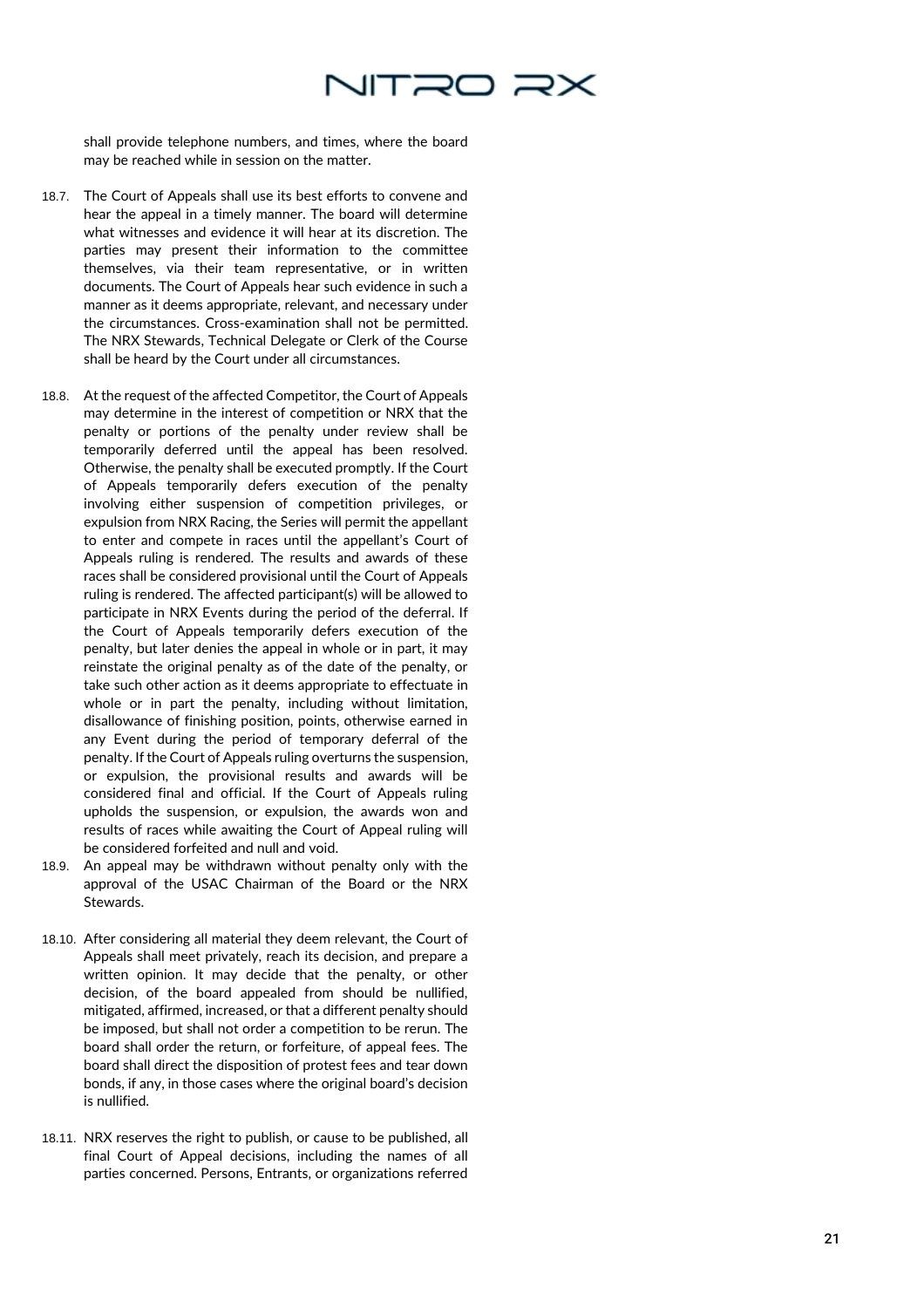shall provide telephone numbers, and times, where the board may be reached while in session on the matter.

18.7. The Court of Appeals shall use its best efforts to convene and hear the appeal in a timely manner. The board will determine what witnesses and evidence it will hear at its discretion. The parties may present their information to the committee themselves, via their team representative, or in written documents. The Court of Appeals hear such evidence in such a manner as it deems appropriate, relevant, and necessary under the circumstances. Cross-examination shall not be permitted. The NRX Stewards, Technical Delegate or Clerk of the Course shall be heard by the Court under all circumstances.

18.8. At the request of the affected Competitor, the Court of Appeals may determine in the interest of competition or NRX that the penalty or portions of the penalty under review shall be temporarily deferred until the appeal has been resolved. Otherwise, the penalty shall be executed promptly. If the Court of Appeals temporarily defers execution of the penalty involving either suspension of competition privileges, or expulsion from NRX Racing, the Series will permit the appellant to enter and compete in races until the appellant's Court of Appeals ruling is rendered. The results and awards of these races shall be considered provisional until the Court of Appeals ruling is rendered. The affected participant(s) will be allowed to participate in NRX Events during the period of the deferral. If the Court of Appeals temporarily defers execution of the penalty, but later denies the appeal in whole or in part, it may reinstate the original penalty as of the date of the penalty, or take such other action as it deems appropriate to effectuate in whole or in part the penalty, including without limitation, disallowance of finishing position, points, otherwise earned in any Event during the period of temporary deferral of the penalty. If the Court of Appeals ruling overturns the suspension, or expulsion, the provisional results and awards will be considered final and official. If the Court of Appeals ruling upholds the suspension, or expulsion, the awards won and results of races while awaiting the Court of Appeal ruling will be considered forfeited and null and void.

18.9. An appeal may be withdrawn without penalty only with the approval of the USAC Chairman of the Board or the NRX Stewards.

18.10. After considering all material they deem relevant, the Court of Appeals shall meet privately, reach its decision, and prepare a written opinion. It may decide that the penalty, or other decision, of the board appealed from should be nullified, mitigated, affirmed, increased, or that a different penalty should be imposed, but shall not order a competition to be rerun. The board shall order the return, or forfeiture, of appeal fees. The board shall direct the disposition of protest fees and tear down bonds, if any, in those cases where the original board's decision is nullified.

18.11. NRX reserves the right to publish, or cause to be published, all final Court of Appeal decisions, including the names of all parties concerned. Persons, Entrants, or organizations referred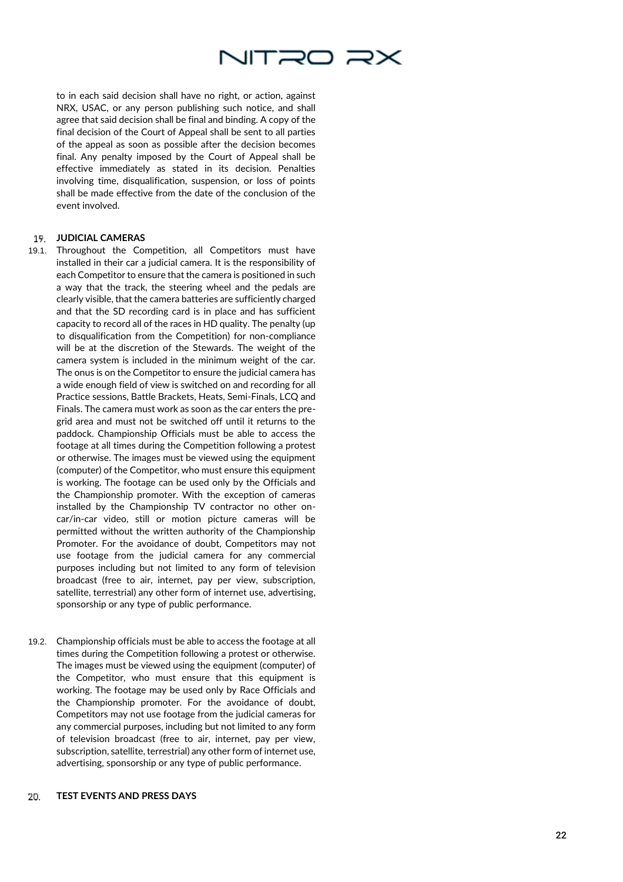to in each said decision shall have no right, or action, against NRX, USAC, or any person publishing such notice, and shall agree that said decision shall be final and binding. A copy of the final decision of the Court of Appeal shall be sent to all parties of the appeal as soon as possible after the decision becomes final. Any penalty imposed by the Court of Appeal shall be effective immediately as stated in its decision. Penalties involving time, disqualification, suspension, or loss of points shall be made effective from the date of the conclusion of the event involved.

## 19. JUDICIAL CAMERAS

19.1. Throughout the Competition, all Competitors must have installed in their car a judicial camera. It is the responsibility of each Competitor to ensure that the camera is positioned in such a way that the track, the steering wheel and the pedals are clearly visible, that the camera batteries are sufficiently charged and that the SD recording card is in place and has sufficient capacity to record all of the races in HD quality. The penalty (up to disqualification from the Competition) for non-compliance will be at the discretion of the Stewards. The weight of the camera system is included in the minimum weight of the car. The onus is on the Competitor to ensure the judicial camera has a wide enough field of view is switched on and recording for all Practice sessions, Battle Brackets, Heats, Semi-Finals, LCQ and Finals. The camera must work as soon as the car enters the pre-grid area and must not be switched off until it returns to the paddock. Championship Officials must be able to access the footage at all times during the Competition following a protest or otherwise. The images must be viewed using the equipment (computer) of the Competitor, who must ensure this equipment is working. The footage can be used only by the Officials and the Championship promoter. With the exception of cameras installed by the Championship TV contractor no other on-car/in-car video, still or motion picture cameras will be permitted without the written authority of the Championship Promoter. For the avoidance of doubt, Competitors may not use footage from the judicial camera for any commercial purposes including but not limited to any form of television broadcast (free to air, internet, pay per view, subscription, satellite, terrestrial) any other form of internet use, advertising, sponsorship or any type of public performance.

19.2. Championship officials must be able to access the footage at all times during the Competition following a protest or otherwise. The images must be viewed using the equipment (computer) of the Competitor, who must ensure that this equipment is working. The footage may be used only by Race Officials and the Championship promoter. For the avoidance of doubt, Competitors may not use footage from the judicial cameras for any commercial purposes, including but not limited to any form of television broadcast (free to air, internet, pay per view, subscription, satellite, terrestrial) any other form of internet use, advertising, sponsorship or any type of public performance.

## 20. TEST EVENTS AND PRESS DAYS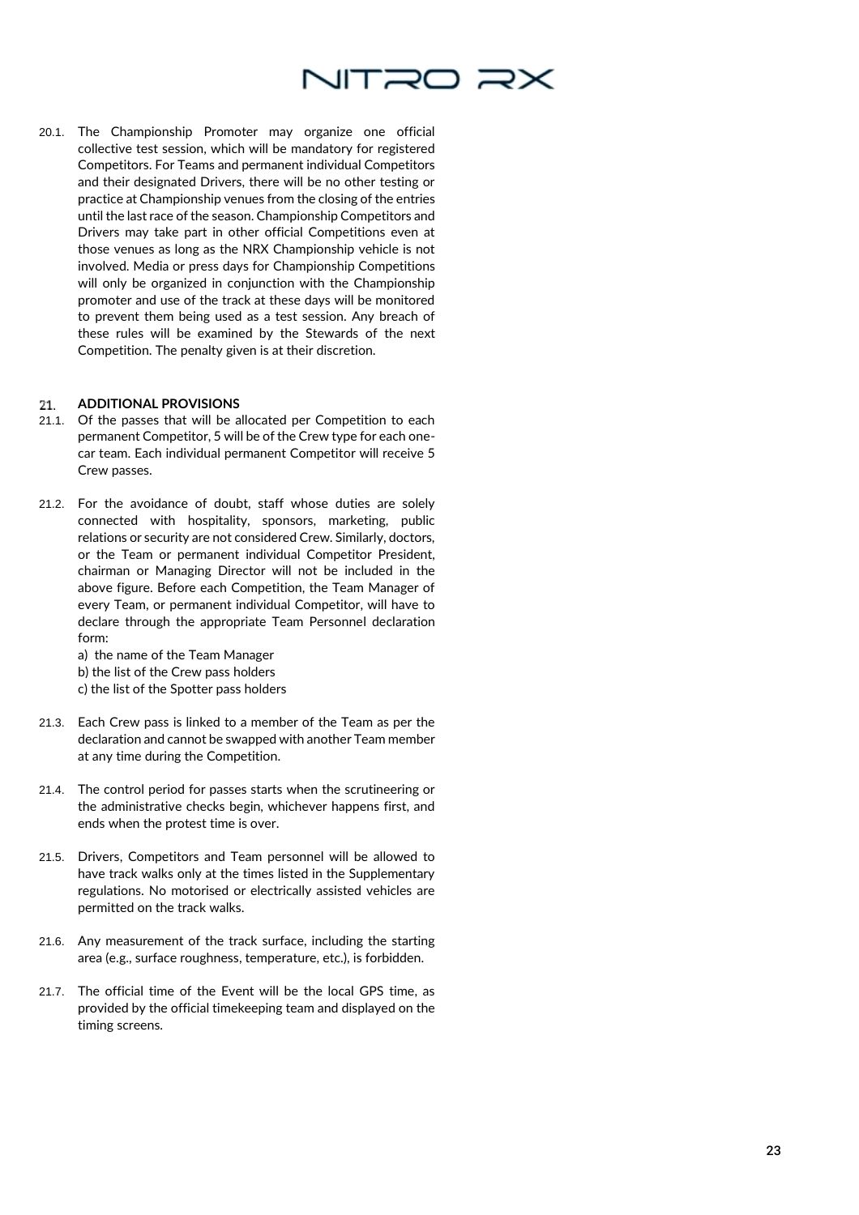20.1. The Championship Promoter may organize one official collective test session, which will be mandatory for registered Competitors. For Teams and permanent individual Competitors and their designated Drivers, there will be no other testing or practice at Championship venues from the closing of the entries until the last race of the season. Championship Competitors and Drivers may take part in other official Competitions even at those venues as long as the NRX Championship vehicle is not involved. Media or press days for Championship Competitions will only be organized in conjunction with the Championship promoter and use of the track at these days will be monitored to prevent them being used as a test session. Any breach of these rules will be examined by the Stewards of the next Competition. The penalty given is at their discretion.

## 21. ADDITIONAL PROVISIONS

21.1. Of the passes that will be allocated per Competition to each permanent Competitor, 5 will be of the Crew type for each one-car team. Each individual permanent Competitor will receive 5 Crew passes.

21.2. For the avoidance of doubt, staff whose duties are solely connected with hospitality, sponsors, marketing, public relations or security are not considered Crew. Similarly, doctors, or the Team or permanent individual Competitor President, chairman or Managing Director will not be included in the above figure. Before each Competition, the Team Manager of every Team, or permanent individual Competitor, will have to declare through the appropriate Team Personnel declaration form:

a) the name of the Team Manager
b) the list of the Crew pass holders
c) the list of the Spotter pass holders

21.3. Each Crew pass is linked to a member of the Team as per the declaration and cannot be swapped with another Team member at any time during the Competition.

21.4. The control period for passes starts when the scrutineering or the administrative checks begin, whichever happens first, and ends when the protest time is over.

21.5. Drivers, Competitors and Team personnel will be allowed to have track walks only at the times listed in the Supplementary regulations. No motorised or electrically assisted vehicles are permitted on the track walks.

21.6. Any measurement of the track surface, including the starting area (e.g., surface roughness, temperature, etc.), is forbidden.

21.7. The official time of the Event will be the local GPS time, as provided by the official timekeeping team and displayed on the timing screens.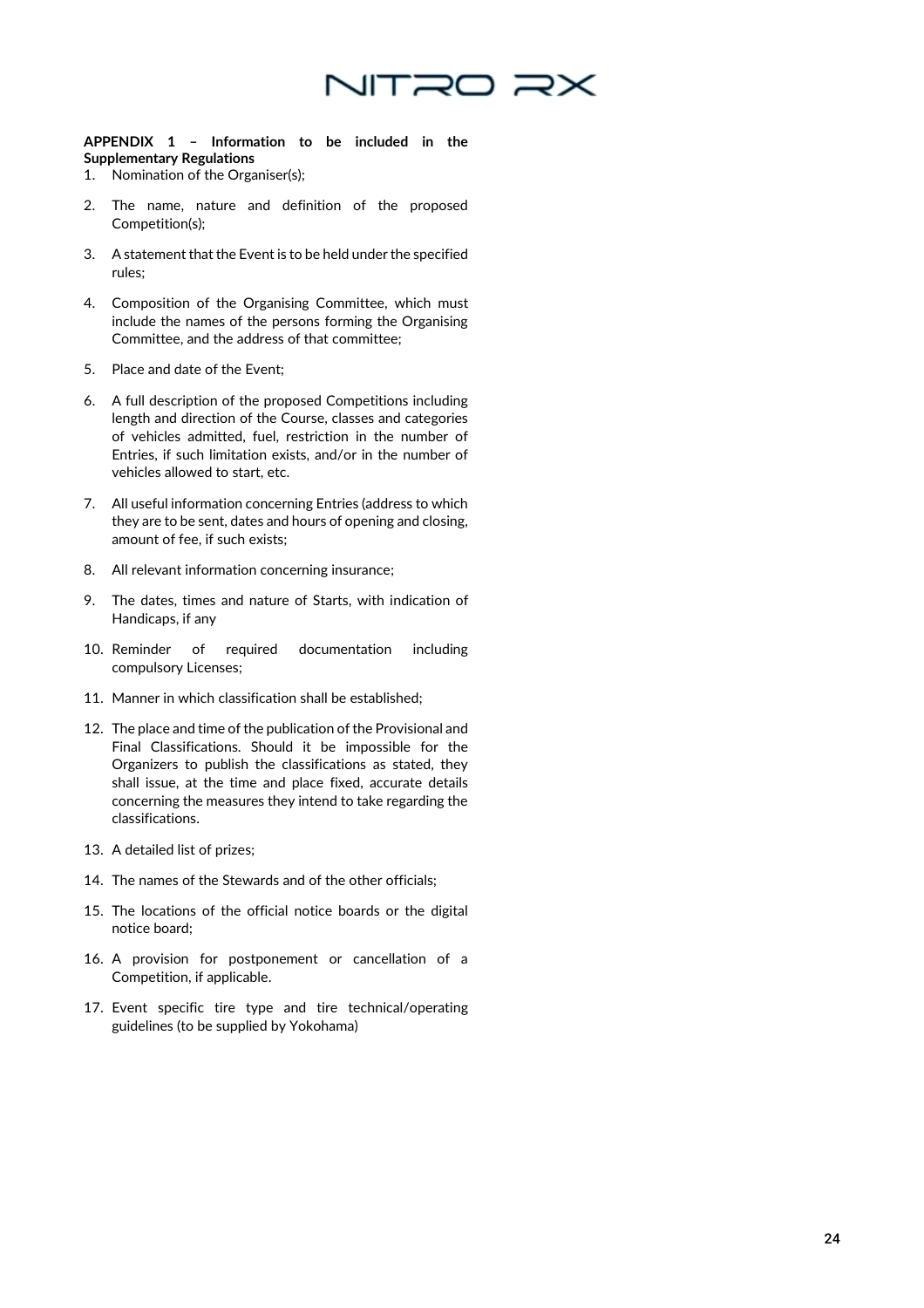**APPENDIX 1 – Information to be included in the Supplementary Regulations**

1. Nomination of the Organiser(s);
2. The name, nature and definition of the proposed Competition(s);
3. A statement that the Event is to be held under the specified rules;
4. Composition of the Organising Committee, which must include the names of the persons forming the Organising Committee, and the address of that committee;
5. Place and date of the Event;
6. A full description of the proposed Competitions including length and direction of the Course, classes and categories of vehicles admitted, fuel, restriction in the number of Entries, if such limitation exists, and/or in the number of vehicles allowed to start, etc.
7. All useful information concerning Entries (address to which they are to be sent, dates and hours of opening and closing, amount of fee, if such exists;
8. All relevant information concerning insurance;
9. The dates, times and nature of Starts, with indication of Handicaps, if any
10. Reminder of required documentation including compulsory Licenses;
11. Manner in which classification shall be established;
12. The place and time of the publication of the Provisional and Final Classifications. Should it be impossible for the Organizers to publish the classifications as stated, they shall issue, at the time and place fixed, accurate details concerning the measures they intend to take regarding the classifications.
13. A detailed list of prizes;
14. The names of the Stewards and of the other officials;
15. The locations of the official notice boards or the digital notice board;
16. A provision for postponement or cancellation of a Competition, if applicable.
17. Event specific tire type and tire technical/operating guidelines (to be supplied by Yokohama)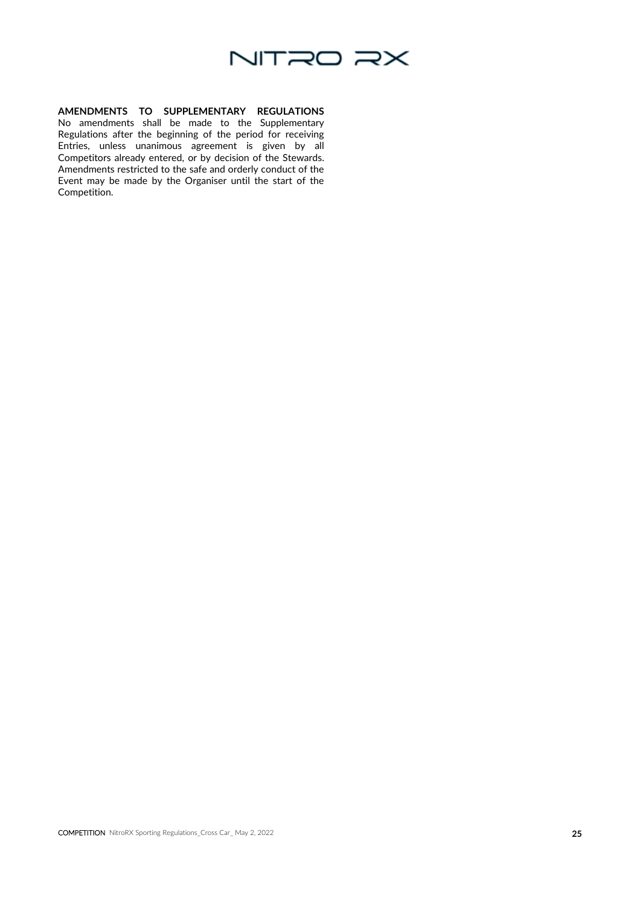**AMENDMENTS TO SUPPLEMENTARY REGULATIONS**

No amendments shall be made to the Supplementary Regulations after the beginning of the period for receiving Entries, unless unanimous agreement is given by all Competitors already entered, or by decision of the Stewards. Amendments restricted to the safe and orderly conduct of the Event may be made by the Organiser until the start of the Competition.